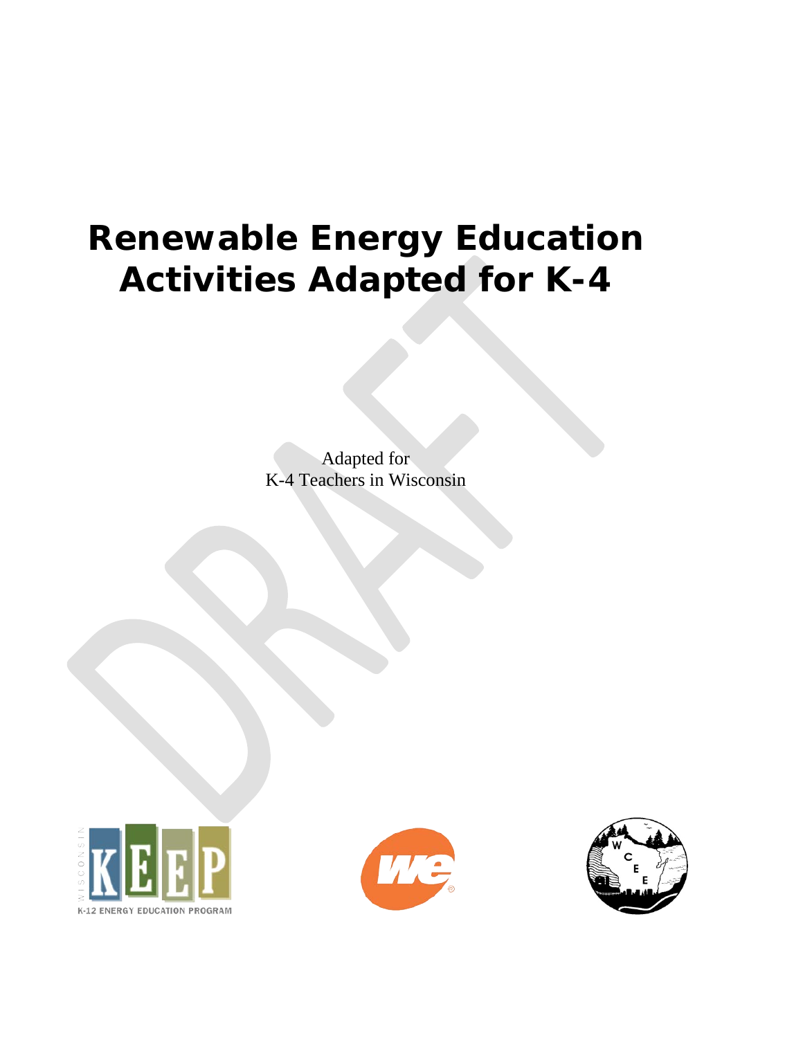# Renewable Energy Education Activities Adapted for K-4

Adapted for
K-4 Teachers in Wisconsin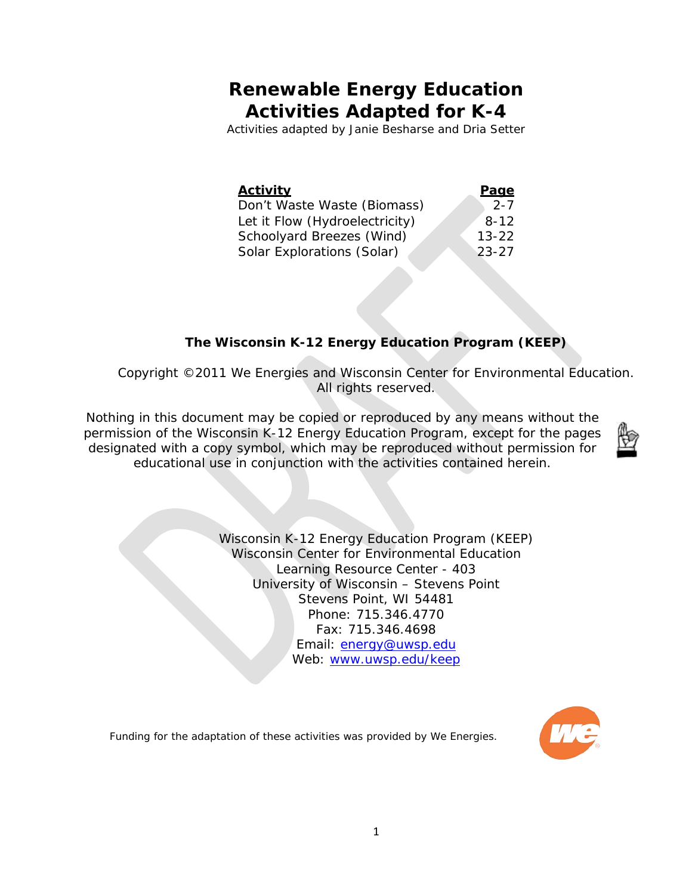# Renewable Energy Education Activities Adapted for K-4

Activities adapted by Janie Besharse and Dria Setter

| Activity | Page |
|---|---|
| Don't Waste Waste (Biomass) | 2-7 |
| Let it Flow (Hydroelectricity) | 8-12 |
| Schoolyard Breezes (Wind) | 13-22 |
| Solar Explorations (Solar) | 23-27 |

**The Wisconsin K-12 Energy Education Program (KEEP)**

Copyright ©2011 We Energies and Wisconsin Center for Environmental Education. All rights reserved.

Nothing in this document may be copied or reproduced by any means without the permission of the Wisconsin K-12 Energy Education Program, except for the pages designated with a copy symbol, which may be reproduced without permission for educational use in conjunction with the activities contained herein.

Wisconsin K-12 Energy Education Program (KEEP)
Wisconsin Center for Environmental Education
Learning Resource Center - 403
University of Wisconsin – Stevens Point
Stevens Point, WI 54481
Phone: 715.346.4770
Fax: 715.346.4698
Email: energy@uwsp.edu
Web: www.uwsp.edu/keep

Funding for the adaptation of these activities was provided by We Energies.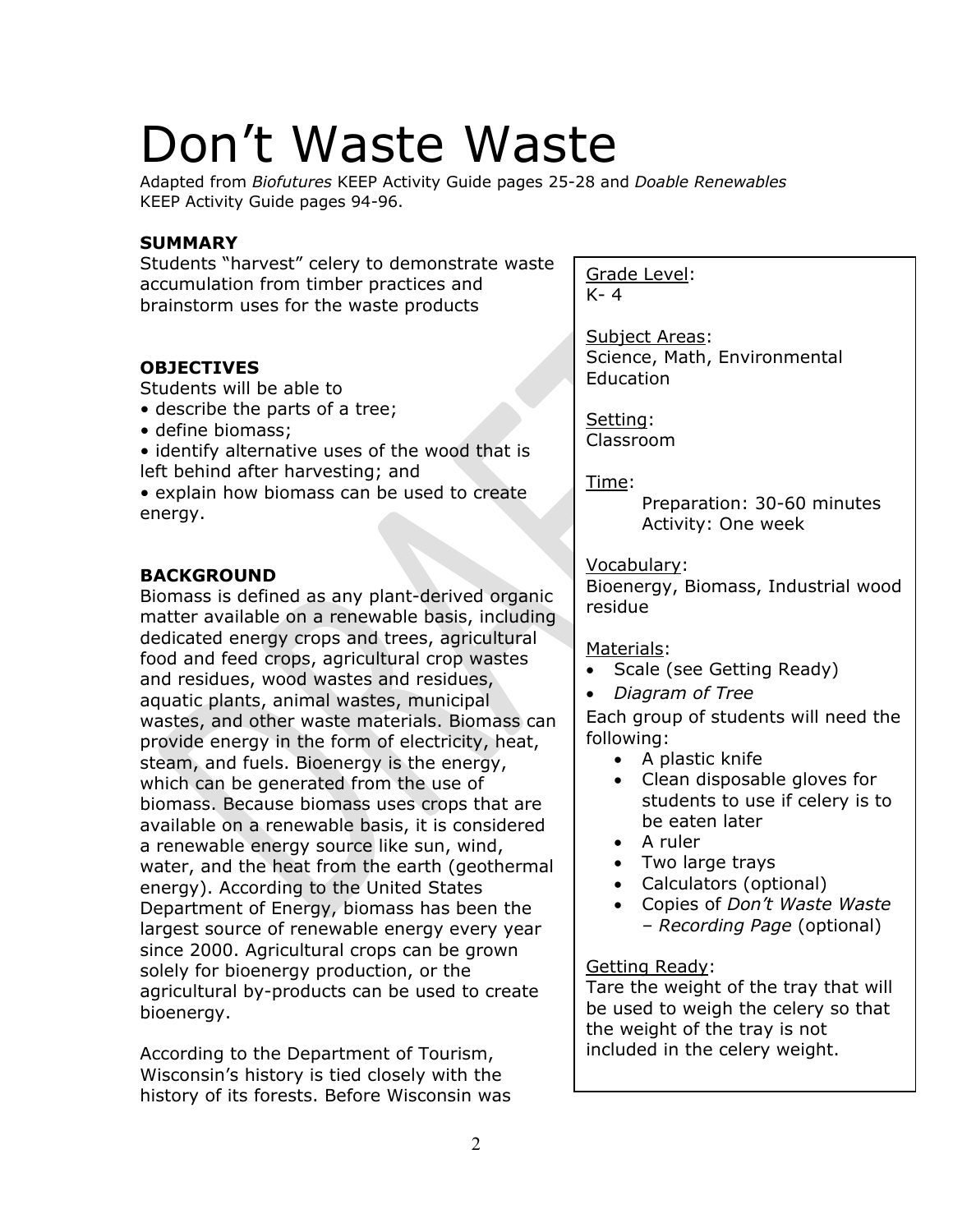# Don't Waste Waste

Adapted from *Biofutures* KEEP Activity Guide pages 25-28 and *Doable Renewables* KEEP Activity Guide pages 94-96.

**SUMMARY**

Students "harvest" celery to demonstrate waste accumulation from timber practices and brainstorm uses for the waste products

**OBJECTIVES**

Students will be able to

- describe the parts of a tree;
- define biomass;
- identify alternative uses of the wood that is left behind after harvesting; and
- explain how biomass can be used to create energy.

**BACKGROUND**

Biomass is defined as any plant-derived organic matter available on a renewable basis, including dedicated energy crops and trees, agricultural food and feed crops, agricultural crop wastes and residues, wood wastes and residues, aquatic plants, animal wastes, municipal wastes, and other waste materials. Biomass can provide energy in the form of electricity, heat, steam, and fuels. Bioenergy is the energy, which can be generated from the use of biomass. Because biomass uses crops that are available on a renewable basis, it is considered a renewable energy source like sun, wind, water, and the heat from the earth (geothermal energy). According to the United States Department of Energy, biomass has been the largest source of renewable energy every year since 2000. Agricultural crops can be grown solely for bioenergy production, or the agricultural by-products can be used to create bioenergy.

According to the Department of Tourism, Wisconsin's history is tied closely with the history of its forests. Before Wisconsin was

Grade Level:
K- 4

Subject Areas:
Science, Math, Environmental Education

Setting:
Classroom

Time:
Preparation: 30-60 minutes
Activity: One week

Vocabulary:
Bioenergy, Biomass, Industrial wood residue

Materials:

- Scale (see Getting Ready)
- *Diagram of Tree*

Each group of students will need the following:

- A plastic knife
- Clean disposable gloves for students to use if celery is to be eaten later
- A ruler
- Two large trays
- Calculators (optional)
- Copies of *Don't Waste Waste – Recording Page* (optional)

Getting Ready:
Tare the weight of the tray that will be used to weigh the celery so that the weight of the tray is not included in the celery weight.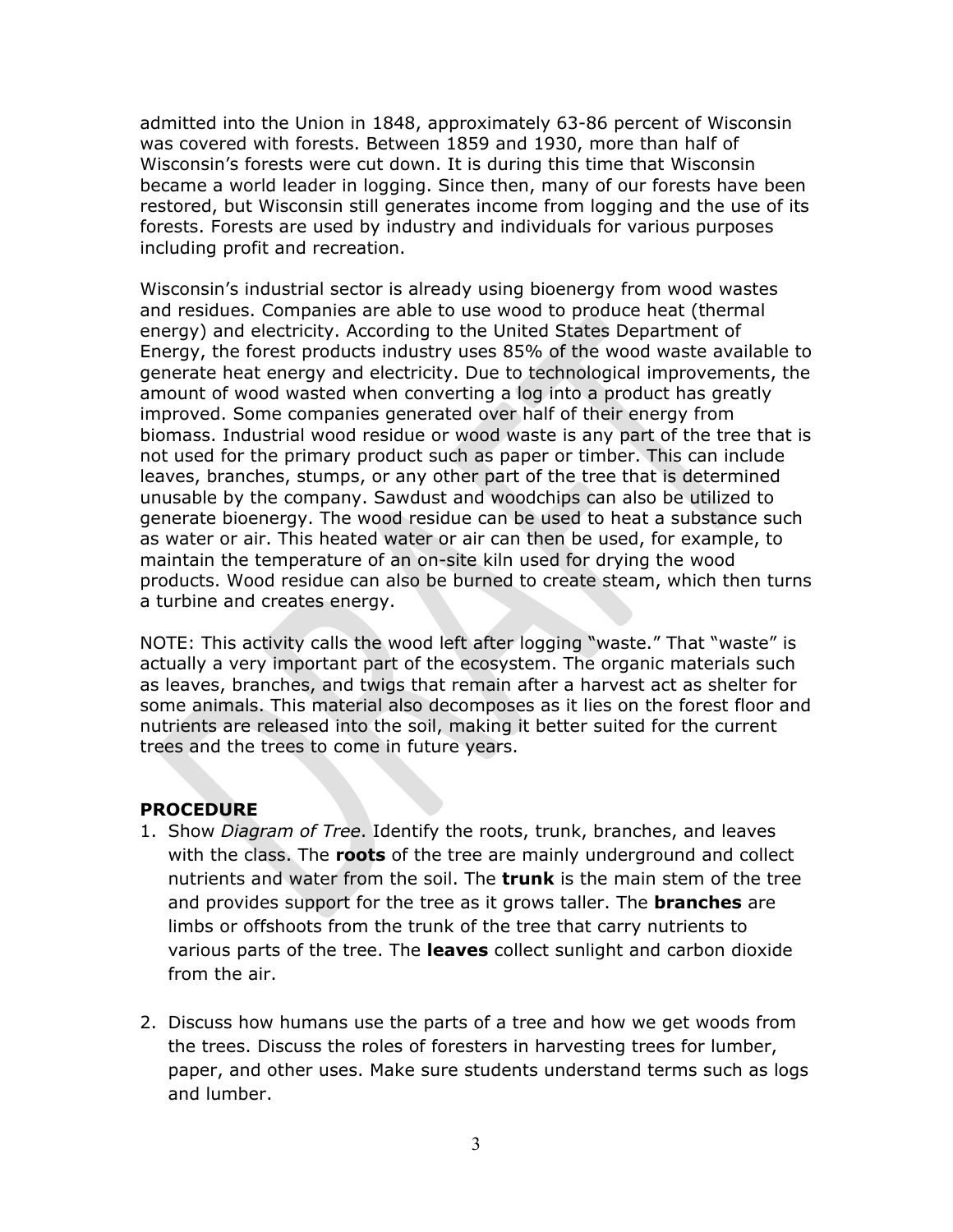admitted into the Union in 1848, approximately 63-86 percent of Wisconsin was covered with forests. Between 1859 and 1930, more than half of Wisconsin's forests were cut down. It is during this time that Wisconsin became a world leader in logging. Since then, many of our forests have been restored, but Wisconsin still generates income from logging and the use of its forests. Forests are used by industry and individuals for various purposes including profit and recreation.

Wisconsin's industrial sector is already using bioenergy from wood wastes and residues. Companies are able to use wood to produce heat (thermal energy) and electricity. According to the United States Department of Energy, the forest products industry uses 85% of the wood waste available to generate heat energy and electricity. Due to technological improvements, the amount of wood wasted when converting a log into a product has greatly improved. Some companies generated over half of their energy from biomass. Industrial wood residue or wood waste is any part of the tree that is not used for the primary product such as paper or timber. This can include leaves, branches, stumps, or any other part of the tree that is determined unusable by the company. Sawdust and woodchips can also be utilized to generate bioenergy. The wood residue can be used to heat a substance such as water or air. This heated water or air can then be used, for example, to maintain the temperature of an on-site kiln used for drying the wood products. Wood residue can also be burned to create steam, which then turns a turbine and creates energy.

NOTE: This activity calls the wood left after logging "waste." That "waste" is actually a very important part of the ecosystem. The organic materials such as leaves, branches, and twigs that remain after a harvest act as shelter for some animals. This material also decomposes as it lies on the forest floor and nutrients are released into the soil, making it better suited for the current trees and the trees to come in future years.

**PROCEDURE**

1. Show *Diagram of Tree*. Identify the roots, trunk, branches, and leaves with the class. The **roots** of the tree are mainly underground and collect nutrients and water from the soil. The **trunk** is the main stem of the tree and provides support for the tree as it grows taller. The **branches** are limbs or offshoots from the trunk of the tree that carry nutrients to various parts of the tree. The **leaves** collect sunlight and carbon dioxide from the air.

2. Discuss how humans use the parts of a tree and how we get woods from the trees. Discuss the roles of foresters in harvesting trees for lumber, paper, and other uses. Make sure students understand terms such as logs and lumber.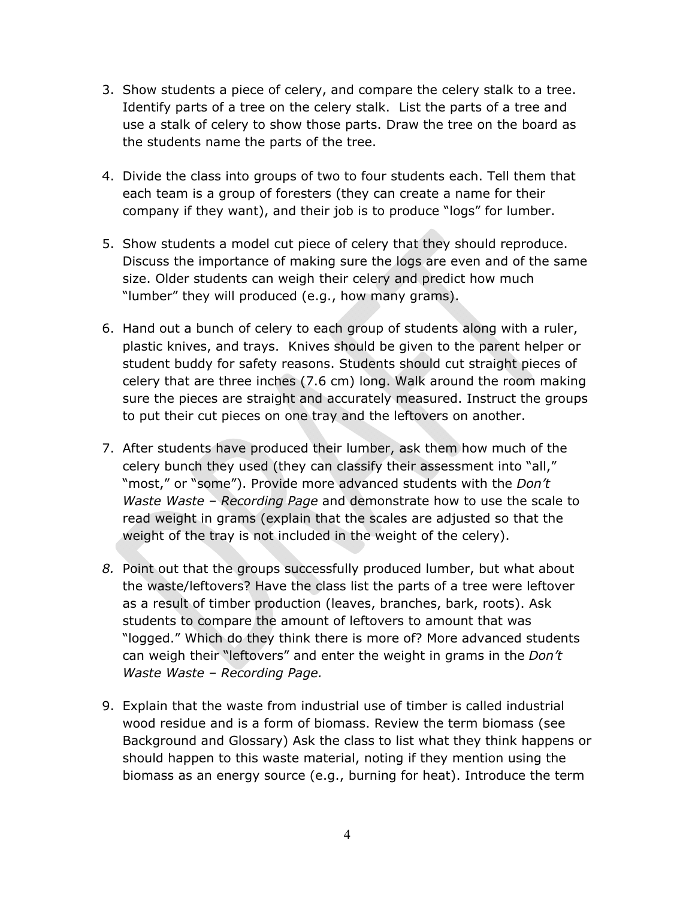3. Show students a piece of celery, and compare the celery stalk to a tree. Identify parts of a tree on the celery stalk. List the parts of a tree and use a stalk of celery to show those parts. Draw the tree on the board as the students name the parts of the tree.

4. Divide the class into groups of two to four students each. Tell them that each team is a group of foresters (they can create a name for their company if they want), and their job is to produce "logs" for lumber.

5. Show students a model cut piece of celery that they should reproduce. Discuss the importance of making sure the logs are even and of the same size. Older students can weigh their celery and predict how much "lumber" they will produced (e.g., how many grams).

6. Hand out a bunch of celery to each group of students along with a ruler, plastic knives, and trays. Knives should be given to the parent helper or student buddy for safety reasons. Students should cut straight pieces of celery that are three inches (7.6 cm) long. Walk around the room making sure the pieces are straight and accurately measured. Instruct the groups to put their cut pieces on one tray and the leftovers on another.

7. After students have produced their lumber, ask them how much of the celery bunch they used (they can classify their assessment into "all," "most," or "some"). Provide more advanced students with the *Don't Waste Waste – Recording Page* and demonstrate how to use the scale to read weight in grams (explain that the scales are adjusted so that the weight of the tray is not included in the weight of the celery).

8. Point out that the groups successfully produced lumber, but what about the waste/leftovers? Have the class list the parts of a tree were leftover as a result of timber production (leaves, branches, bark, roots). Ask students to compare the amount of leftovers to amount that was "logged." Which do they think there is more of? More advanced students can weigh their "leftovers" and enter the weight in grams in the *Don't Waste Waste – Recording Page.*

9. Explain that the waste from industrial use of timber is called industrial wood residue and is a form of biomass. Review the term biomass (see Background and Glossary) Ask the class to list what they think happens or should happen to this waste material, noting if they mention using the biomass as an energy source (e.g., burning for heat). Introduce the term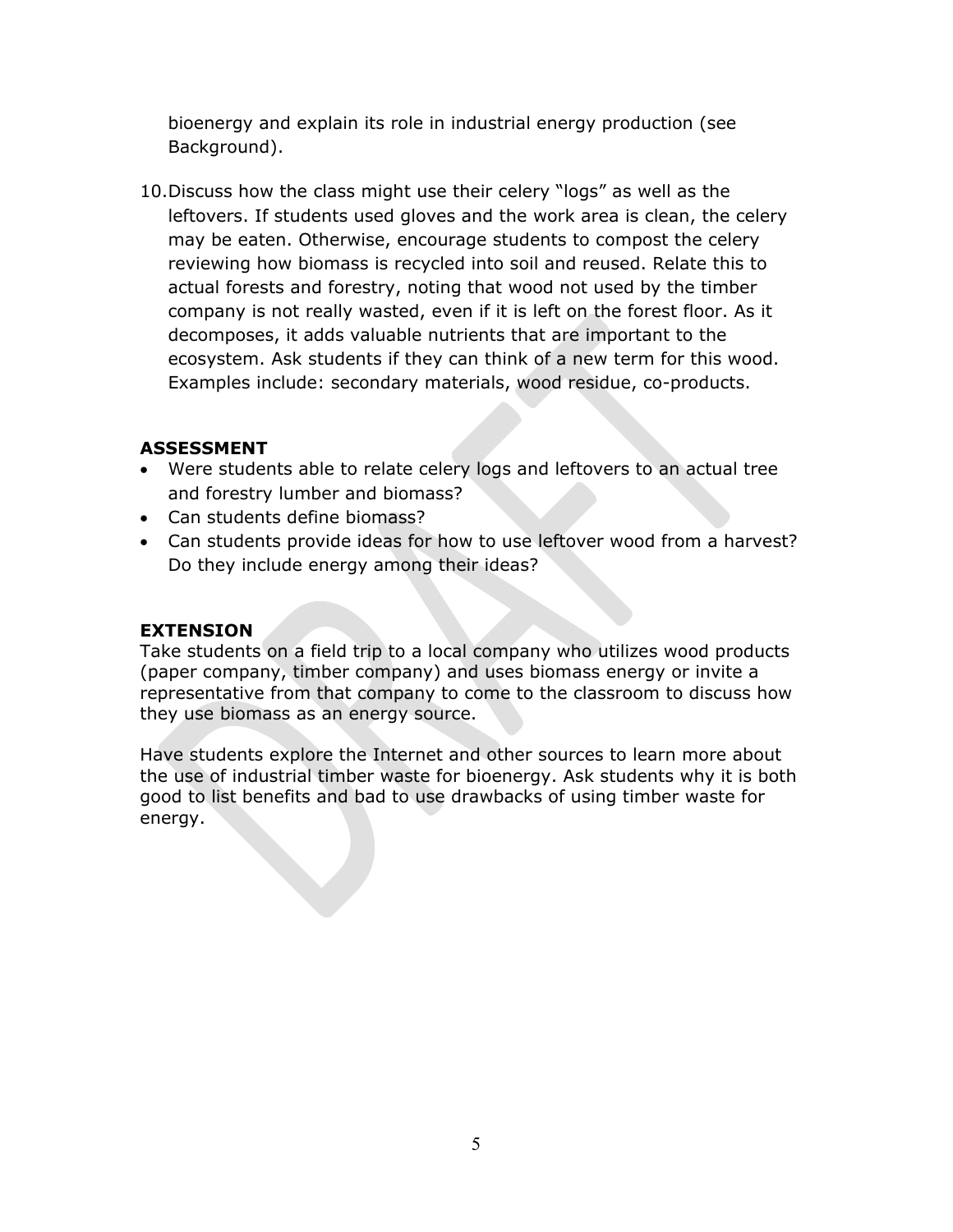bioenergy and explain its role in industrial energy production (see Background).

10. Discuss how the class might use their celery "logs" as well as the leftovers. If students used gloves and the work area is clean, the celery may be eaten. Otherwise, encourage students to compost the celery reviewing how biomass is recycled into soil and reused. Relate this to actual forests and forestry, noting that wood not used by the timber company is not really wasted, even if it is left on the forest floor. As it decomposes, it adds valuable nutrients that are important to the ecosystem. Ask students if they can think of a new term for this wood. Examples include: secondary materials, wood residue, co-products.

**ASSESSMENT**

- Were students able to relate celery logs and leftovers to an actual tree and forestry lumber and biomass?
- Can students define biomass?
- Can students provide ideas for how to use leftover wood from a harvest? Do they include energy among their ideas?

**EXTENSION**

Take students on a field trip to a local company who utilizes wood products (paper company, timber company) and uses biomass energy or invite a representative from that company to come to the classroom to discuss how they use biomass as an energy source.

Have students explore the Internet and other sources to learn more about the use of industrial timber waste for bioenergy. Ask students why it is both good to list benefits and bad to use drawbacks of using timber waste for energy.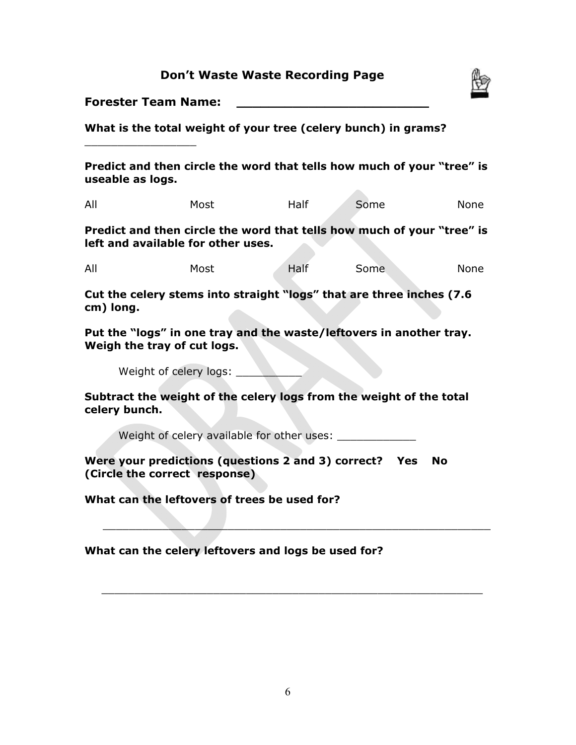## Don't Waste Waste Recording Page

**Forester Team Name: \_\_\_\_\_\_\_\_\_\_\_\_\_\_\_\_\_\_\_\_\_\_\_\_\_\_**

**What is the total weight of your tree (celery bunch) in grams?** \_\_\_\_\_\_\_\_\_\_\_\_\_\_\_\_\_\_

**Predict and then circle the word that tells how much of your "tree" is useable as logs.**

All Most Half Some None

**Predict and then circle the word that tells how much of your "tree" is left and available for other uses.**

All Most Half Some None

**Cut the celery stems into straight "logs" that are three inches (7.6 cm) long.**

**Put the "logs" in one tray and the waste/leftovers in another tray. Weigh the tray of cut logs.**

Weight of celery logs: \_\_\_\_\_\_\_\_\_\_

**Subtract the weight of the celery logs from the weight of the total celery bunch.**

Weight of celery available for other uses: \_\_\_\_\_\_\_\_\_\_\_\_

**Were your predictions (questions 2 and 3) correct? Yes No (Circle the correct response)**

**What can the leftovers of trees be used for?**

\_\_\_\_\_\_\_\_\_\_\_\_\_\_\_\_\_\_\_\_\_\_\_\_\_\_\_\_\_\_\_\_\_\_\_\_\_\_\_\_\_\_\_\_\_\_\_\_\_\_\_\_\_\_\_\_\_\_

**What can the celery leftovers and logs be used for?**

\_\_\_\_\_\_\_\_\_\_\_\_\_\_\_\_\_\_\_\_\_\_\_\_\_\_\_\_\_\_\_\_\_\_\_\_\_\_\_\_\_\_\_\_\_\_\_\_\_\_\_\_\_\_\_\_\_\_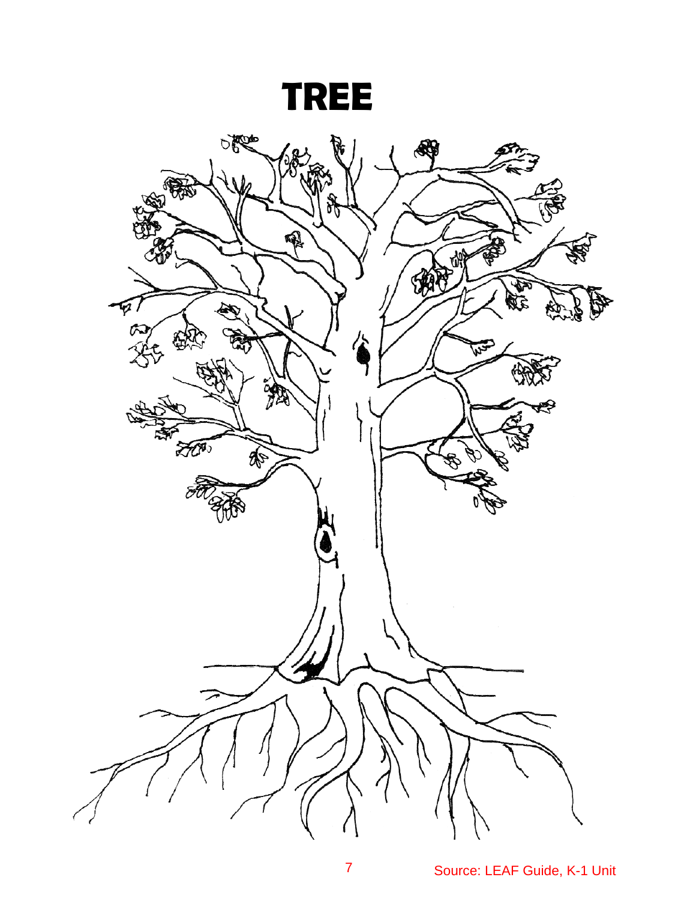# TREE

Source: LEAF Guide, K-1 Unit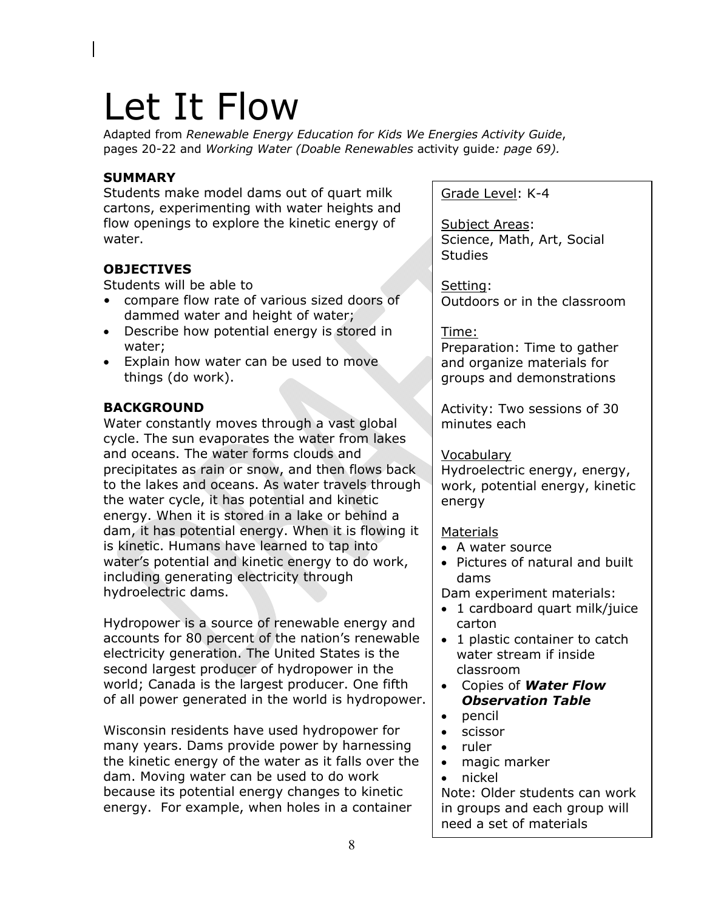# Let It Flow

Adapted from *Renewable Energy Education for Kids We Energies Activity Guide*, pages 20-22 and *Working Water (Doable Renewables* activity guide*: page 69).*

**SUMMARY**

Students make model dams out of quart milk cartons, experimenting with water heights and flow openings to explore the kinetic energy of water.

**OBJECTIVES**

Students will be able to

- compare flow rate of various sized doors of dammed water and height of water;
- Describe how potential energy is stored in water;
- Explain how water can be used to move things (do work).

**BACKGROUND**

Water constantly moves through a vast global cycle. The sun evaporates the water from lakes and oceans. The water forms clouds and precipitates as rain or snow, and then flows back to the lakes and oceans. As water travels through the water cycle, it has potential and kinetic energy. When it is stored in a lake or behind a dam, it has potential energy. When it is flowing it is kinetic. Humans have learned to tap into water's potential and kinetic energy to do work, including generating electricity through hydroelectric dams.

Hydropower is a source of renewable energy and accounts for 80 percent of the nation's renewable electricity generation. The United States is the second largest producer of hydropower in the world; Canada is the largest producer. One fifth of all power generated in the world is hydropower.

Wisconsin residents have used hydropower for many years. Dams provide power by harnessing the kinetic energy of the water as it falls over the dam. Moving water can be used to do work because its potential energy changes to kinetic energy. For example, when holes in a container

---

Grade Level: K-4

Subject Areas:
Science, Math, Art, Social Studies

Setting:
Outdoors or in the classroom

Time:
Preparation: Time to gather and organize materials for groups and demonstrations

Activity: Two sessions of 30 minutes each

Vocabulary
Hydroelectric energy, energy, work, potential energy, kinetic energy

Materials

- A water source
- Pictures of natural and built dams

Dam experiment materials:

- 1 cardboard quart milk/juice carton
- 1 plastic container to catch water stream if inside classroom
- Copies of ***Water Flow Observation Table***
- pencil
- scissor
- ruler
- magic marker
- nickel

Note: Older students can work in groups and each group will need a set of materials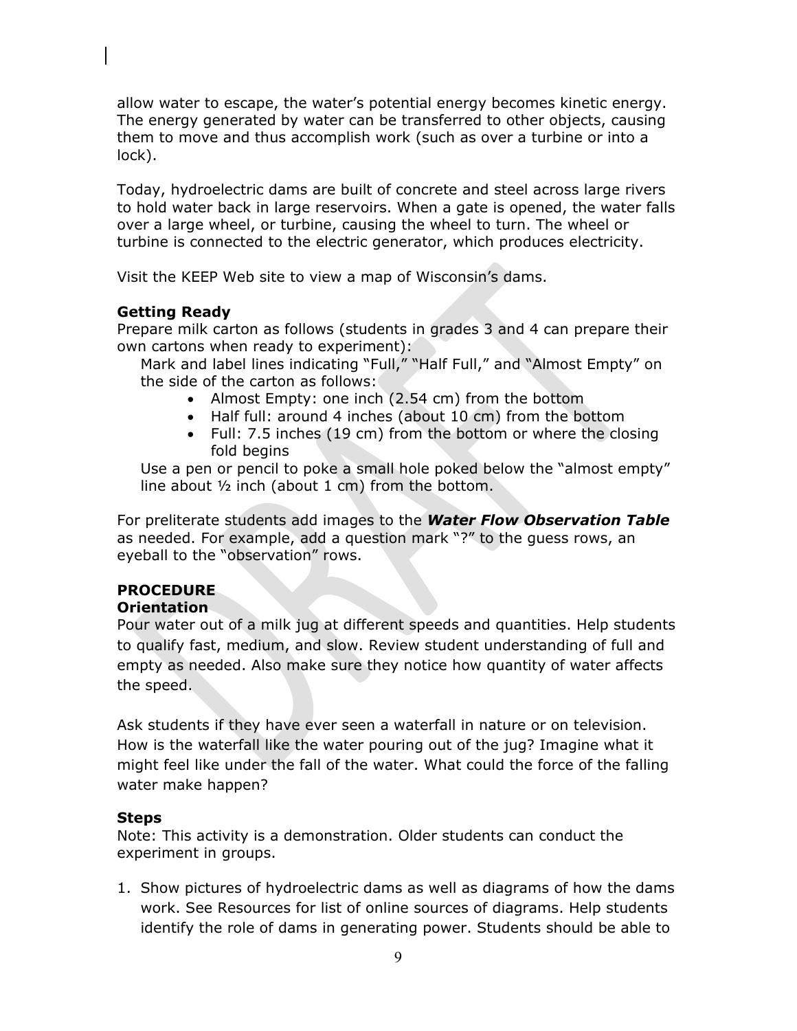allow water to escape, the water's potential energy becomes kinetic energy. The energy generated by water can be transferred to other objects, causing them to move and thus accomplish work (such as over a turbine or into a lock).

Today, hydroelectric dams are built of concrete and steel across large rivers to hold water back in large reservoirs. When a gate is opened, the water falls over a large wheel, or turbine, causing the wheel to turn. The wheel or turbine is connected to the electric generator, which produces electricity.

Visit the KEEP Web site to view a map of Wisconsin's dams.

**Getting Ready**

Prepare milk carton as follows (students in grades 3 and 4 can prepare their own cartons when ready to experiment):

Mark and label lines indicating "Full," "Half Full," and "Almost Empty" on the side of the carton as follows:

- Almost Empty: one inch (2.54 cm) from the bottom
- Half full: around 4 inches (about 10 cm) from the bottom
- Full: 7.5 inches (19 cm) from the bottom or where the closing fold begins

Use a pen or pencil to poke a small hole poked below the "almost empty" line about ½ inch (about 1 cm) from the bottom.

For preliterate students add images to the ***Water Flow Observation Table*** as needed. For example, add a question mark "?" to the guess rows, an eyeball to the "observation" rows.

## PROCEDURE

**Orientation**

Pour water out of a milk jug at different speeds and quantities. Help students to qualify fast, medium, and slow. Review student understanding of full and empty as needed. Also make sure they notice how quantity of water affects the speed.

Ask students if they have ever seen a waterfall in nature or on television. How is the waterfall like the water pouring out of the jug? Imagine what it might feel like under the fall of the water. What could the force of the falling water make happen?

**Steps**

Note: This activity is a demonstration. Older students can conduct the experiment in groups.

1. Show pictures of hydroelectric dams as well as diagrams of how the dams work. See Resources for list of online sources of diagrams. Help students identify the role of dams in generating power. Students should be able to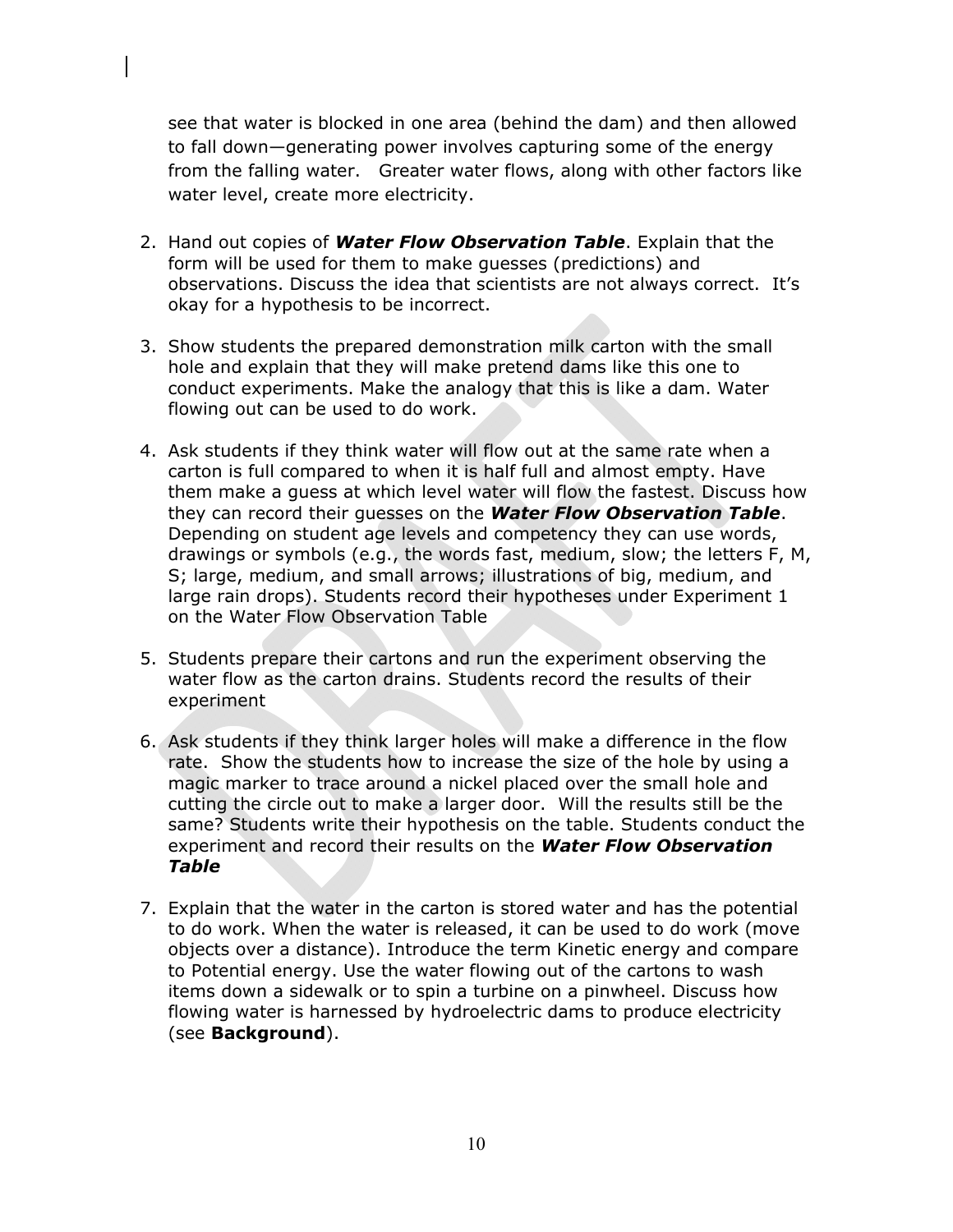see that water is blocked in one area (behind the dam) and then allowed to fall down—generating power involves capturing some of the energy from the falling water.   Greater water flows, along with other factors like water level, create more electricity.

2. Hand out copies of ***Water Flow Observation Table***. Explain that the form will be used for them to make guesses (predictions) and observations. Discuss the idea that scientists are not always correct.  It's okay for a hypothesis to be incorrect.

3. Show students the prepared demonstration milk carton with the small hole and explain that they will make pretend dams like this one to conduct experiments. Make the analogy that this is like a dam. Water flowing out can be used to do work.

4. Ask students if they think water will flow out at the same rate when a carton is full compared to when it is half full and almost empty. Have them make a guess at which level water will flow the fastest. Discuss how they can record their guesses on the ***Water Flow Observation Table***. Depending on student age levels and competency they can use words, drawings or symbols (e.g., the words fast, medium, slow; the letters F, M, S; large, medium, and small arrows; illustrations of big, medium, and large rain drops). Students record their hypotheses under Experiment 1 on the Water Flow Observation Table

5. Students prepare their cartons and run the experiment observing the water flow as the carton drains. Students record the results of their experiment

6. Ask students if they think larger holes will make a difference in the flow rate.  Show the students how to increase the size of the hole by using a magic marker to trace around a nickel placed over the small hole and cutting the circle out to make a larger door.  Will the results still be the same? Students write their hypothesis on the table. Students conduct the experiment and record their results on the ***Water Flow Observation Table***

7. Explain that the water in the carton is stored water and has the potential to do work. When the water is released, it can be used to do work (move objects over a distance). Introduce the term Kinetic energy and compare to Potential energy. Use the water flowing out of the cartons to wash items down a sidewalk or to spin a turbine on a pinwheel. Discuss how flowing water is harnessed by hydroelectric dams to produce electricity (see **Background**).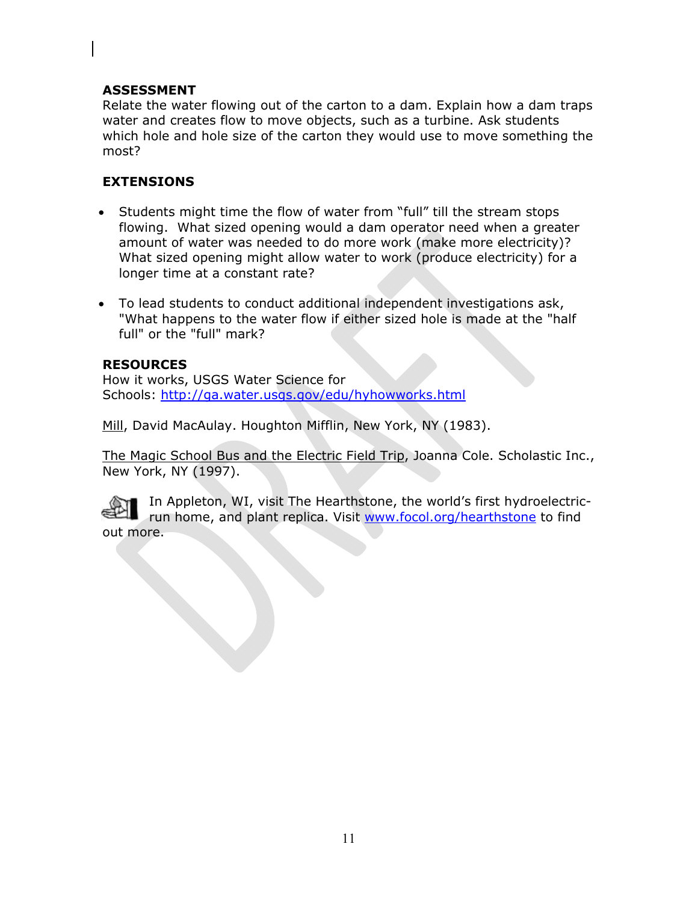**ASSESSMENT**

Relate the water flowing out of the carton to a dam. Explain how a dam traps water and creates flow to move objects, such as a turbine. Ask students which hole and hole size of the carton they would use to move something the most?

**EXTENSIONS**

- Students might time the flow of water from "full" till the stream stops flowing. What sized opening would a dam operator need when a greater amount of water was needed to do more work (make more electricity)? What sized opening might allow water to work (produce electricity) for a longer time at a constant rate?
- To lead students to conduct additional independent investigations ask, "What happens to the water flow if either sized hole is made at the "half full" or the "full" mark?

**RESOURCES**

How it works, USGS Water Science for Schools: [http://ga.water.usgs.gov/edu/hyhowworks.html](http://ga.water.usgs.gov/edu/hyhowworks.html)

Mill, David MacAulay. Houghton Mifflin, New York, NY (1983).

The Magic School Bus and the Electric Field Trip, Joanna Cole. Scholastic Inc., New York, NY (1997).

In Appleton, WI, visit The Hearthstone, the world's first hydroelectric-run home, and plant replica. Visit [www.focol.org/hearthstone](www.focol.org/hearthstone) to find out more.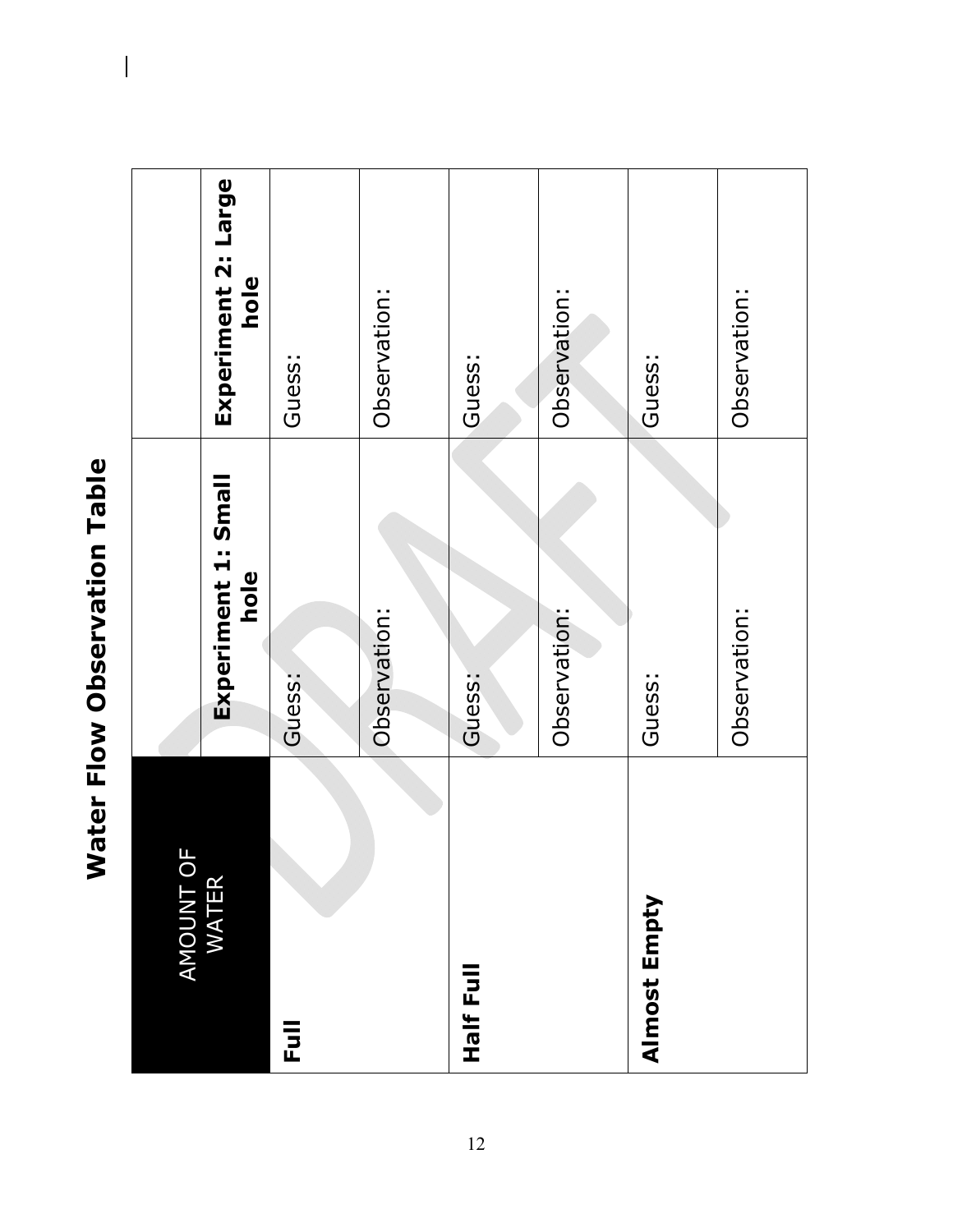# Water Flow Observation Table

| AMOUNT OF WATER | Experiment 1: Small hole | Experiment 2: Large hole |
|---|---|---|
| **Full** | Guess: | Guess: |
| | Observation: | Observation: |
| **Half Full** | Guess: | Guess: |
| | Observation: | Observation: |
| **Almost Empty** | Guess: | Guess: |
| | Observation: | Observation: |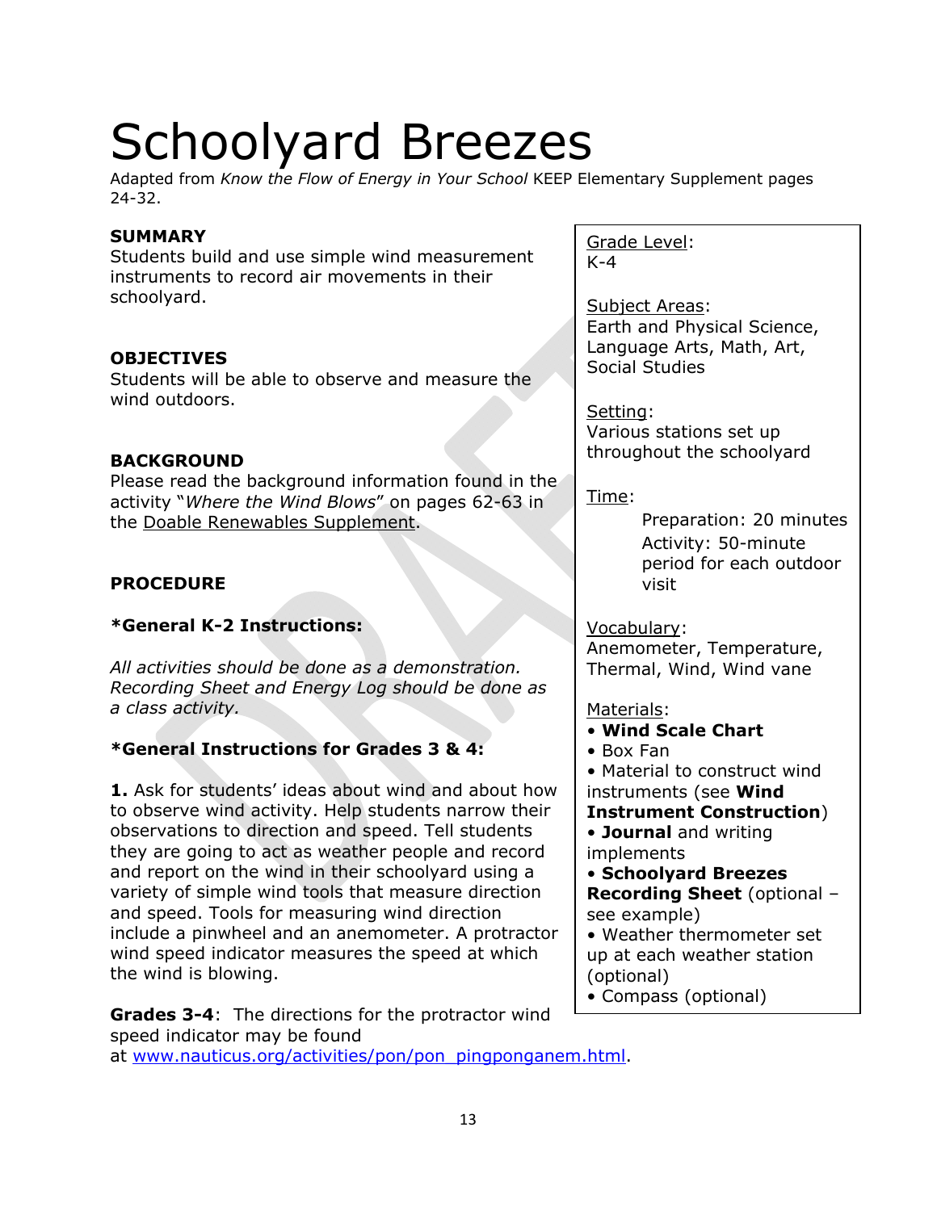# Schoolyard Breezes

Adapted from *Know the Flow of Energy in Your School* KEEP Elementary Supplement pages 24-32.

**SUMMARY**
Students build and use simple wind measurement instruments to record air movements in their schoolyard.

**OBJECTIVES**
Students will be able to observe and measure the wind outdoors.

**BACKGROUND**
Please read the background information found in the activity "*Where the Wind Blows*" on pages 62-63 in the Doable Renewables Supplement.

**PROCEDURE**

***General K-2 Instructions:**

*All activities should be done as a demonstration. Recording Sheet and Energy Log should be done as a class activity.*

***General Instructions for Grades 3 & 4:**

**1.** Ask for students' ideas about wind and about how to observe wind activity. Help students narrow their observations to direction and speed. Tell students they are going to act as weather people and record and report on the wind in their schoolyard using a variety of simple wind tools that measure direction and speed. Tools for measuring wind direction include a pinwheel and an anemometer. A protractor wind speed indicator measures the speed at which the wind is blowing.

**Grades 3-4**: The directions for the protractor wind speed indicator may be found at www.nauticus.org/activities/pon/pon_pingponganem.html.

---

Grade Level:
K-4

Subject Areas:
Earth and Physical Science, Language Arts, Math, Art, Social Studies

Setting:
Various stations set up throughout the schoolyard

Time:
Preparation: 20 minutes
Activity: 50-minute period for each outdoor visit

Vocabulary:
Anemometer, Temperature, Thermal, Wind, Wind vane

Materials:
- **Wind Scale Chart**
- Box Fan
- Material to construct wind instruments (see **Wind Instrument Construction**)
- **Journal** and writing implements
- **Schoolyard Breezes Recording Sheet** (optional – see example)
- Weather thermometer set up at each weather station (optional)
- Compass (optional)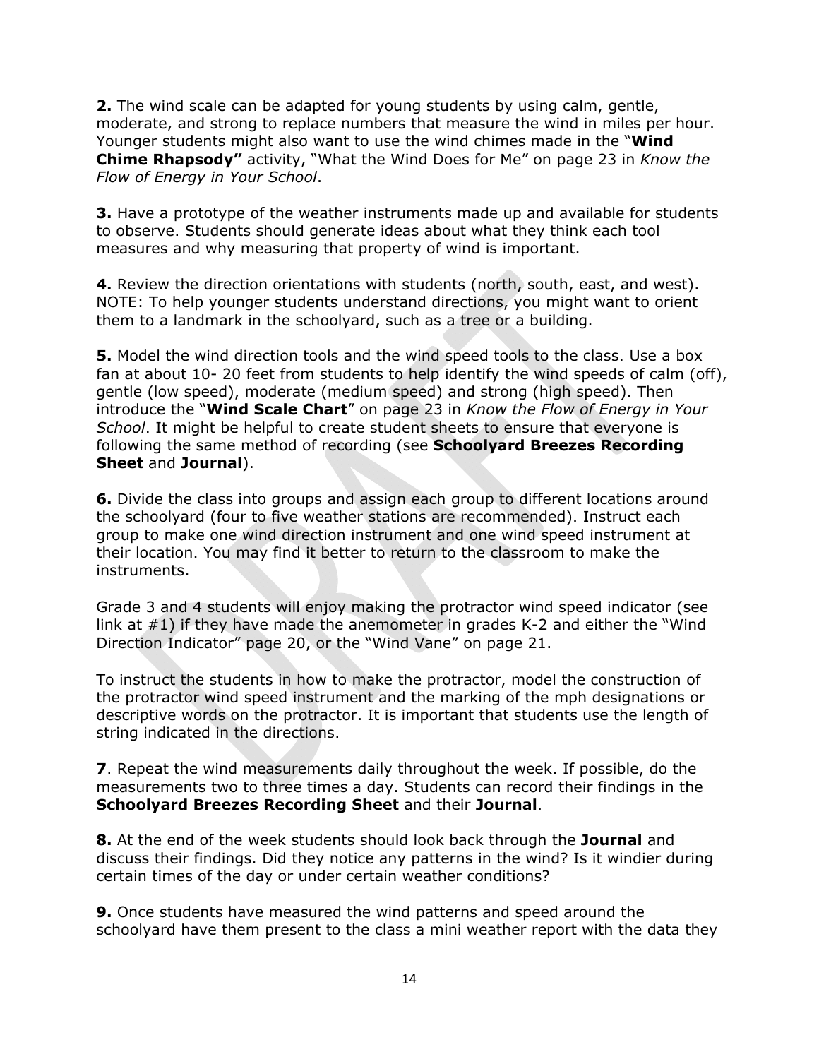**2.** The wind scale can be adapted for young students by using calm, gentle, moderate, and strong to replace numbers that measure the wind in miles per hour. Younger students might also want to use the wind chimes made in the "**Wind Chime Rhapsody"** activity, "What the Wind Does for Me" on page 23 in *Know the Flow of Energy in Your School*.

**3.** Have a prototype of the weather instruments made up and available for students to observe. Students should generate ideas about what they think each tool measures and why measuring that property of wind is important.

**4.** Review the direction orientations with students (north, south, east, and west). NOTE: To help younger students understand directions, you might want to orient them to a landmark in the schoolyard, such as a tree or a building.

**5.** Model the wind direction tools and the wind speed tools to the class. Use a box fan at about 10- 20 feet from students to help identify the wind speeds of calm (off), gentle (low speed), moderate (medium speed) and strong (high speed). Then introduce the "**Wind Scale Chart**" on page 23 in *Know the Flow of Energy in Your School*. It might be helpful to create student sheets to ensure that everyone is following the same method of recording (see **Schoolyard Breezes Recording Sheet** and **Journal**).

**6.** Divide the class into groups and assign each group to different locations around the schoolyard (four to five weather stations are recommended). Instruct each group to make one wind direction instrument and one wind speed instrument at their location. You may find it better to return to the classroom to make the instruments.

Grade 3 and 4 students will enjoy making the protractor wind speed indicator (see link at #1) if they have made the anemometer in grades K-2 and either the "Wind Direction Indicator" page 20, or the "Wind Vane" on page 21.

To instruct the students in how to make the protractor, model the construction of the protractor wind speed instrument and the marking of the mph designations or descriptive words on the protractor. It is important that students use the length of string indicated in the directions.

**7**. Repeat the wind measurements daily throughout the week. If possible, do the measurements two to three times a day. Students can record their findings in the **Schoolyard Breezes Recording Sheet** and their **Journal**.

**8.** At the end of the week students should look back through the **Journal** and discuss their findings. Did they notice any patterns in the wind? Is it windier during certain times of the day or under certain weather conditions?

**9.** Once students have measured the wind patterns and speed around the schoolyard have them present to the class a mini weather report with the data they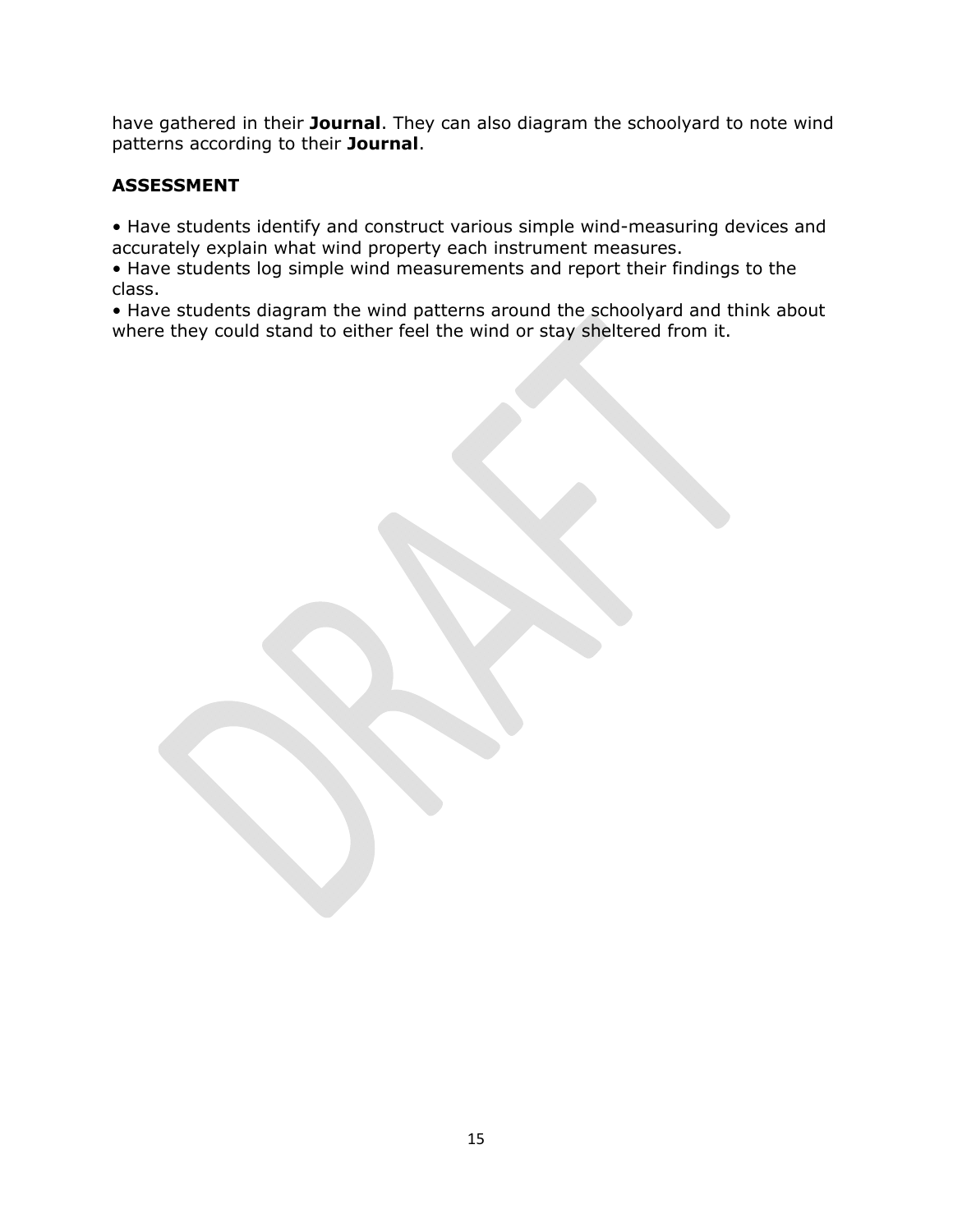have gathered in their **Journal**. They can also diagram the schoolyard to note wind patterns according to their **Journal**.

## ASSESSMENT

- Have students identify and construct various simple wind-measuring devices and accurately explain what wind property each instrument measures.
- Have students log simple wind measurements and report their findings to the class.
- Have students diagram the wind patterns around the schoolyard and think about where they could stand to either feel the wind or stay sheltered from it.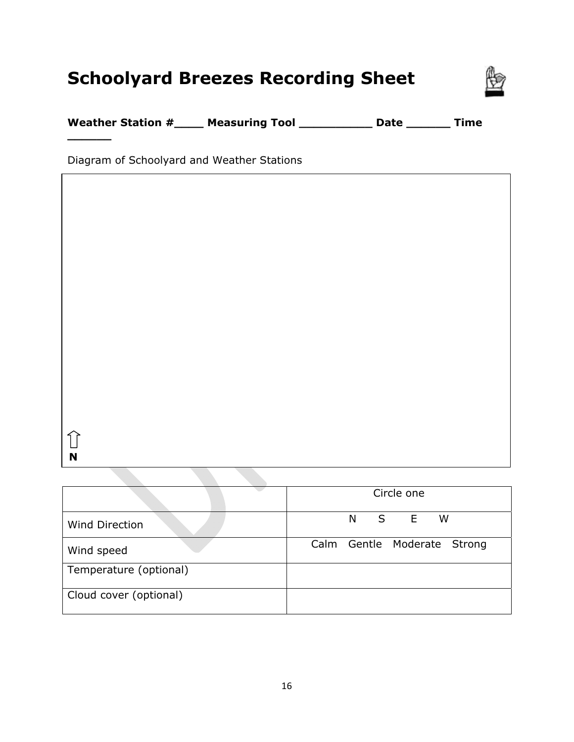# Schoolyard Breezes Recording Sheet

**Weather Station #\_\_\_\_ Measuring Tool \_\_\_\_\_\_\_\_\_\_ Date \_\_\_\_\_\_ Time \_\_\_\_\_\_**

Diagram of Schoolyard and Weather Stations

⇧
**N**

| | Circle one |
|---|---|
| Wind Direction | N S E W |
| Wind speed | Calm Gentle Moderate Strong |
| Temperature (optional) | |
| Cloud cover (optional) | |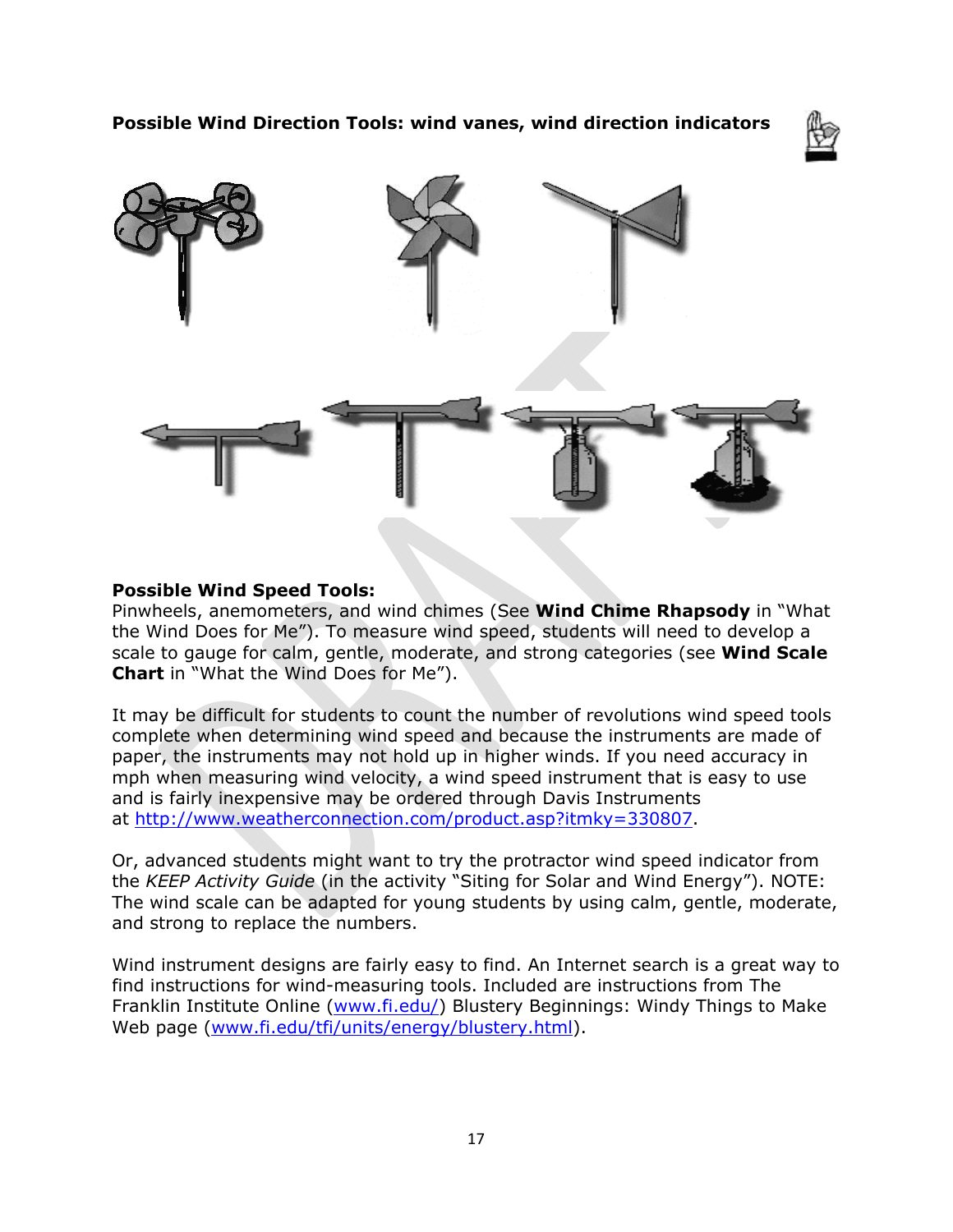**Possible Wind Direction Tools: wind vanes, wind direction indicators**

**Possible Wind Speed Tools:**
Pinwheels, anemometers, and wind chimes (See **Wind Chime Rhapsody** in "What the Wind Does for Me"). To measure wind speed, students will need to develop a scale to gauge for calm, gentle, moderate, and strong categories (see **Wind Scale Chart** in "What the Wind Does for Me").

It may be difficult for students to count the number of revolutions wind speed tools complete when determining wind speed and because the instruments are made of paper, the instruments may not hold up in higher winds. If you need accuracy in mph when measuring wind velocity, a wind speed instrument that is easy to use and is fairly inexpensive may be ordered through Davis Instruments at http://www.weatherconnection.com/product.asp?itmky=330807.

Or, advanced students might want to try the protractor wind speed indicator from the *KEEP Activity Guide* (in the activity "Siting for Solar and Wind Energy"). NOTE: The wind scale can be adapted for young students by using calm, gentle, moderate, and strong to replace the numbers.

Wind instrument designs are fairly easy to find. An Internet search is a great way to find instructions for wind-measuring tools. Included are instructions from The Franklin Institute Online (www.fi.edu/) Blustery Beginnings: Windy Things to Make Web page (www.fi.edu/tfi/units/energy/blustery.html).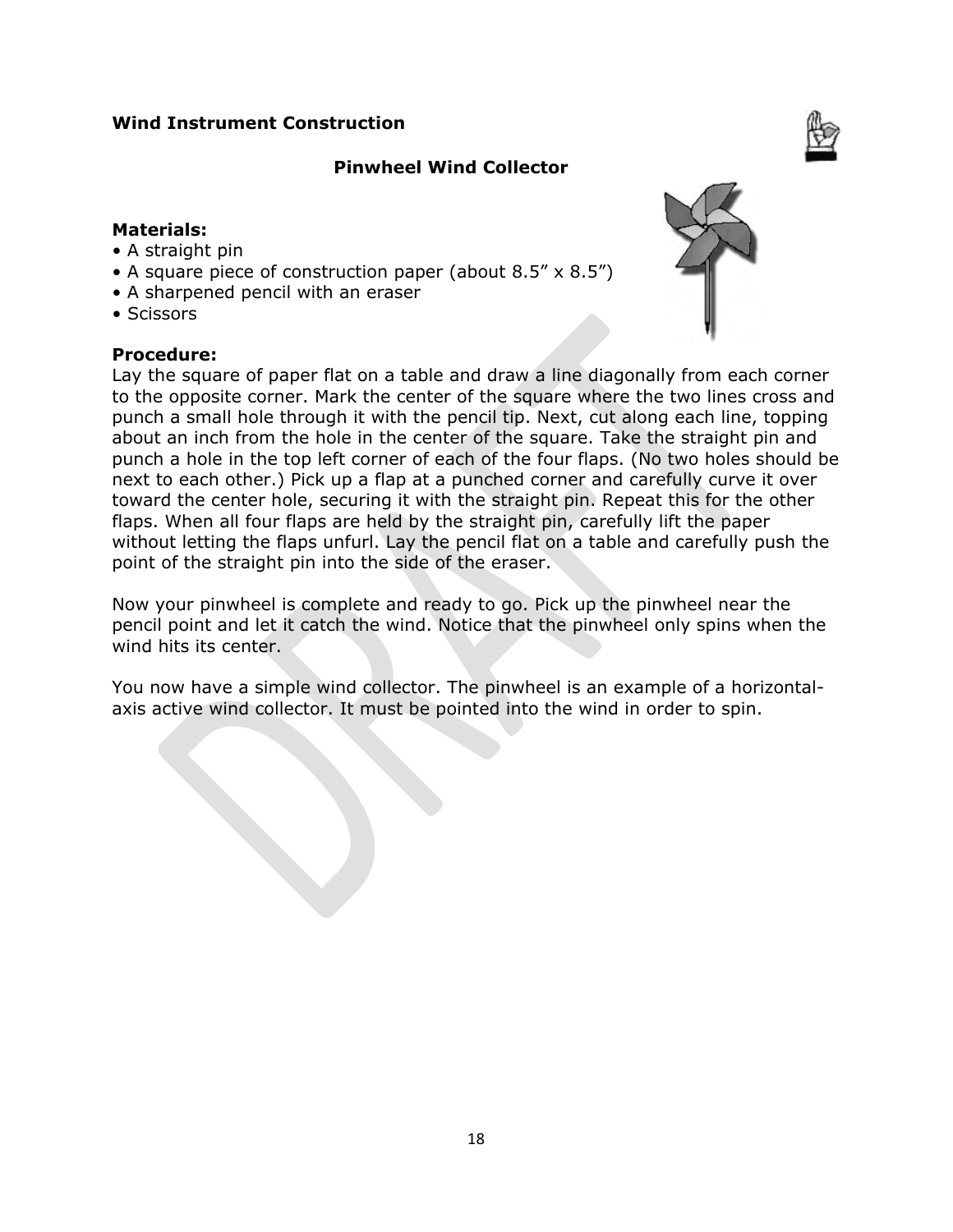**Wind Instrument Construction**

## Pinwheel Wind Collector

**Materials:**

- A straight pin
- A square piece of construction paper (about 8.5" x 8.5")
- A sharpened pencil with an eraser
- Scissors

**Procedure:**
Lay the square of paper flat on a table and draw a line diagonally from each corner to the opposite corner. Mark the center of the square where the two lines cross and punch a small hole through it with the pencil tip. Next, cut along each line, topping about an inch from the hole in the center of the square. Take the straight pin and punch a hole in the top left corner of each of the four flaps. (No two holes should be next to each other.) Pick up a flap at a punched corner and carefully curve it over toward the center hole, securing it with the straight pin. Repeat this for the other flaps. When all four flaps are held by the straight pin, carefully lift the paper without letting the flaps unfurl. Lay the pencil flat on a table and carefully push the point of the straight pin into the side of the eraser.

Now your pinwheel is complete and ready to go. Pick up the pinwheel near the pencil point and let it catch the wind. Notice that the pinwheel only spins when the wind hits its center.

You now have a simple wind collector. The pinwheel is an example of a horizontal-axis active wind collector. It must be pointed into the wind in order to spin.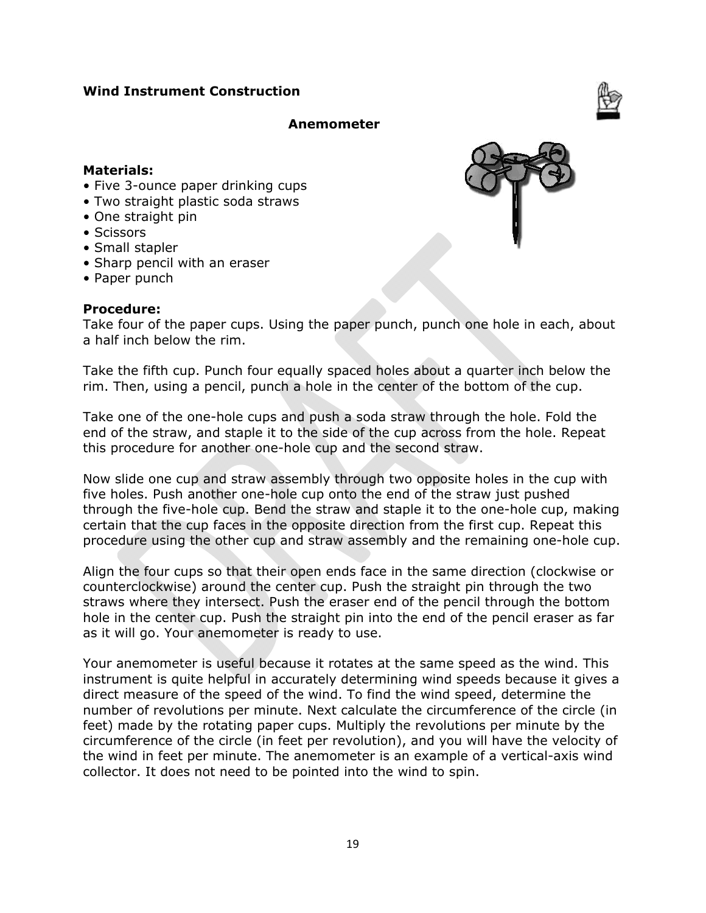**Wind Instrument Construction**

## Anemometer

**Materials:**

- Five 3-ounce paper drinking cups
- Two straight plastic soda straws
- One straight pin
- Scissors
- Small stapler
- Sharp pencil with an eraser
- Paper punch

**Procedure:**

Take four of the paper cups. Using the paper punch, punch one hole in each, about a half inch below the rim.

Take the fifth cup. Punch four equally spaced holes about a quarter inch below the rim. Then, using a pencil, punch a hole in the center of the bottom of the cup.

Take one of the one-hole cups and push a soda straw through the hole. Fold the end of the straw, and staple it to the side of the cup across from the hole. Repeat this procedure for another one-hole cup and the second straw.

Now slide one cup and straw assembly through two opposite holes in the cup with five holes. Push another one-hole cup onto the end of the straw just pushed through the five-hole cup. Bend the straw and staple it to the one-hole cup, making certain that the cup faces in the opposite direction from the first cup. Repeat this procedure using the other cup and straw assembly and the remaining one-hole cup.

Align the four cups so that their open ends face in the same direction (clockwise or counterclockwise) around the center cup. Push the straight pin through the two straws where they intersect. Push the eraser end of the pencil through the bottom hole in the center cup. Push the straight pin into the end of the pencil eraser as far as it will go. Your anemometer is ready to use.

Your anemometer is useful because it rotates at the same speed as the wind. This instrument is quite helpful in accurately determining wind speeds because it gives a direct measure of the speed of the wind. To find the wind speed, determine the number of revolutions per minute. Next calculate the circumference of the circle (in feet) made by the rotating paper cups. Multiply the revolutions per minute by the circumference of the circle (in feet per revolution), and you will have the velocity of the wind in feet per minute. The anemometer is an example of a vertical-axis wind collector. It does not need to be pointed into the wind to spin.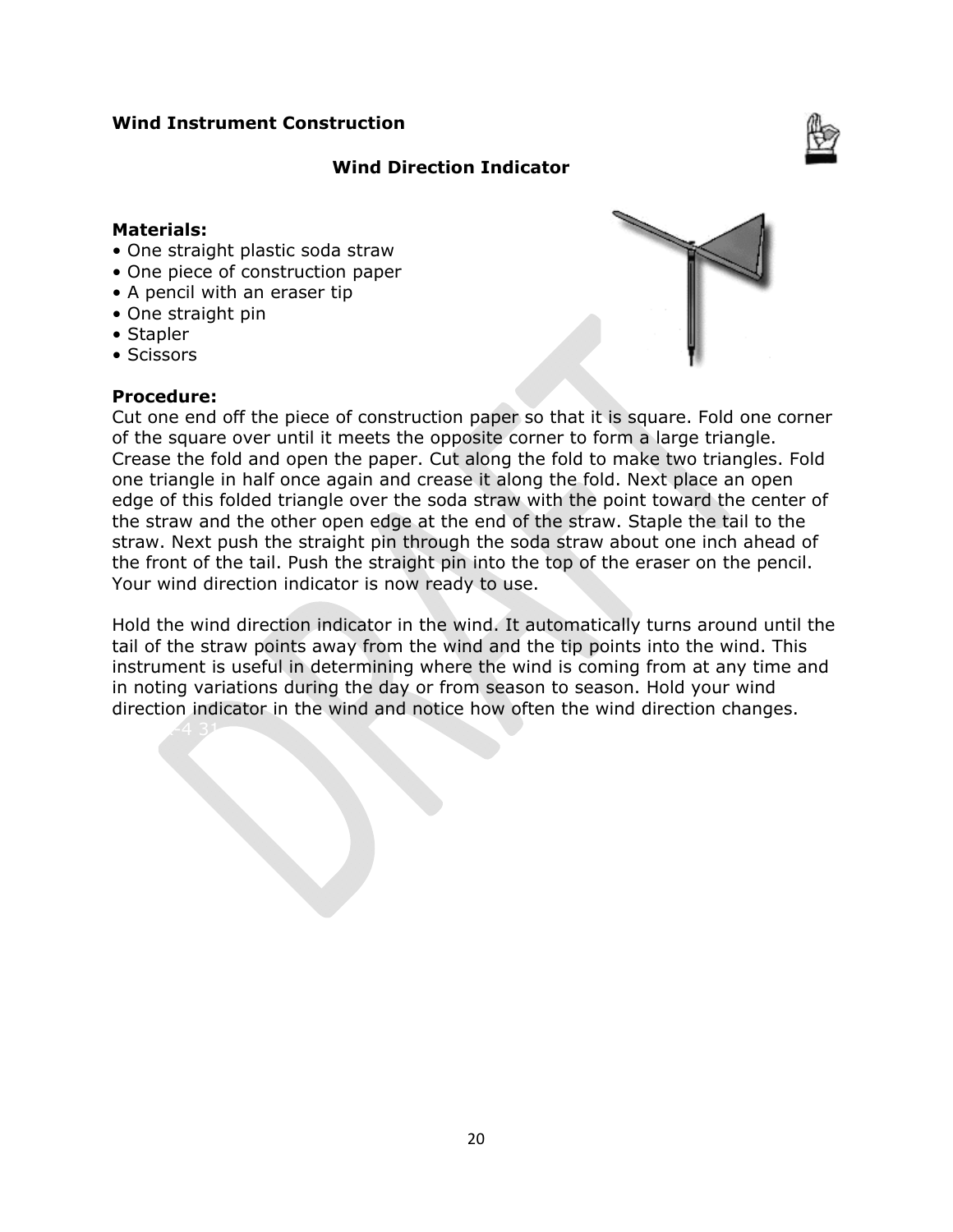**Wind Instrument Construction**

**Wind Direction Indicator**

**Materials:**

- One straight plastic soda straw
- One piece of construction paper
- A pencil with an eraser tip
- One straight pin
- Stapler
- Scissors

**Procedure:**

Cut one end off the piece of construction paper so that it is square. Fold one corner of the square over until it meets the opposite corner to form a large triangle. Crease the fold and open the paper. Cut along the fold to make two triangles. Fold one triangle in half once again and crease it along the fold. Next place an open edge of this folded triangle over the soda straw with the point toward the center of the straw and the other open edge at the end of the straw. Staple the tail to the straw. Next push the straight pin through the soda straw about one inch ahead of the front of the tail. Push the straight pin into the top of the eraser on the pencil. Your wind direction indicator is now ready to use.

Hold the wind direction indicator in the wind. It automatically turns around until the tail of the straw points away from the wind and the tip points into the wind. This instrument is useful in determining where the wind is coming from at any time and in noting variations during the day or from season to season. Hold your wind direction indicator in the wind and notice how often the wind direction changes.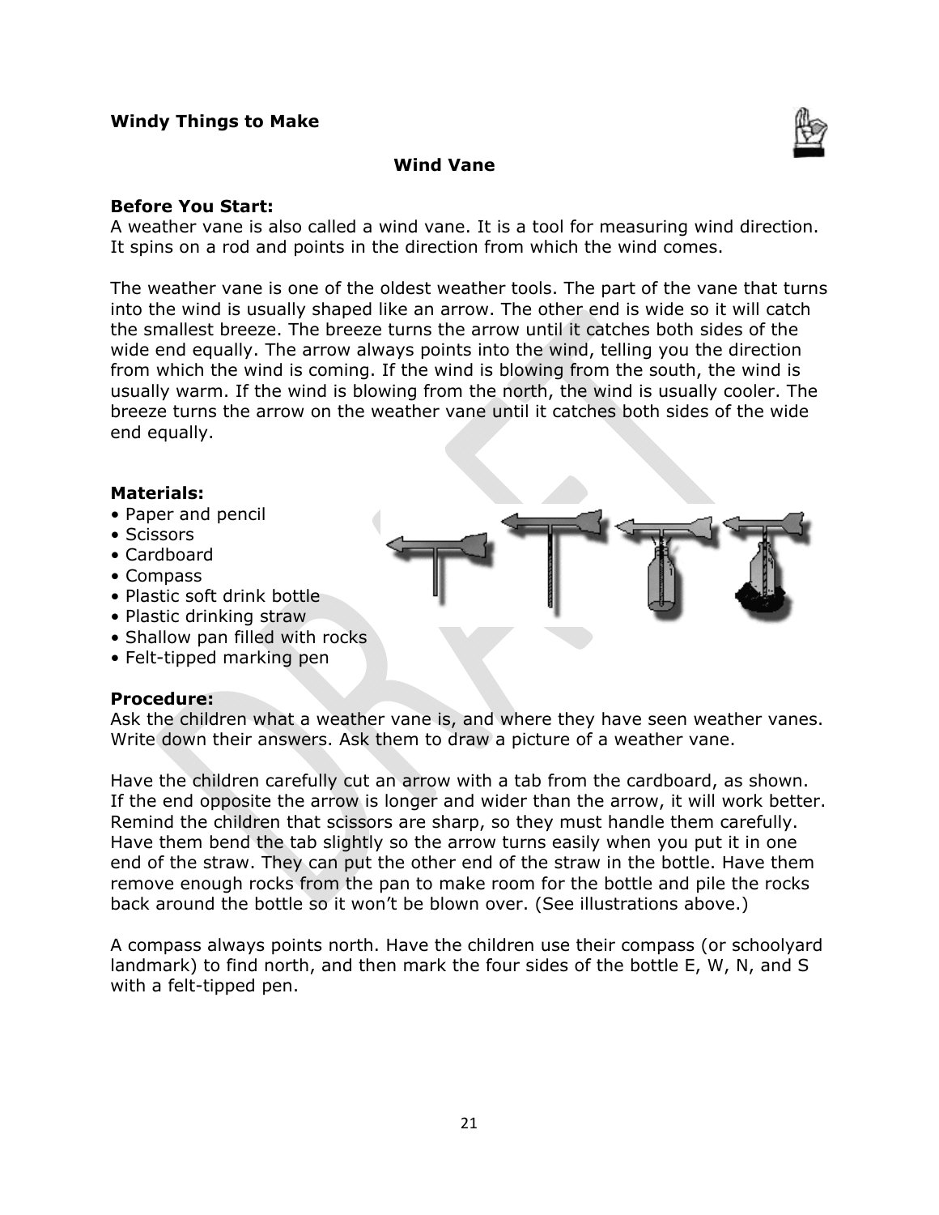**Windy Things to Make**

### Wind Vane

**Before You Start:**
A weather vane is also called a wind vane. It is a tool for measuring wind direction. It spins on a rod and points in the direction from which the wind comes.

The weather vane is one of the oldest weather tools. The part of the vane that turns into the wind is usually shaped like an arrow. The other end is wide so it will catch the smallest breeze. The breeze turns the arrow until it catches both sides of the wide end equally. The arrow always points into the wind, telling you the direction from which the wind is coming. If the wind is blowing from the south, the wind is usually warm. If the wind is blowing from the north, the wind is usually cooler. The breeze turns the arrow on the weather vane until it catches both sides of the wide end equally.

**Materials:**

- Paper and pencil
- Scissors
- Cardboard
- Compass
- Plastic soft drink bottle
- Plastic drinking straw
- Shallow pan filled with rocks
- Felt-tipped marking pen

**Procedure:**
Ask the children what a weather vane is, and where they have seen weather vanes. Write down their answers. Ask them to draw a picture of a weather vane.

Have the children carefully cut an arrow with a tab from the cardboard, as shown. If the end opposite the arrow is longer and wider than the arrow, it will work better. Remind the children that scissors are sharp, so they must handle them carefully. Have them bend the tab slightly so the arrow turns easily when you put it in one end of the straw. They can put the other end of the straw in the bottle. Have them remove enough rocks from the pan to make room for the bottle and pile the rocks back around the bottle so it won't be blown over. (See illustrations above.)

A compass always points north. Have the children use their compass (or schoolyard landmark) to find north, and then mark the four sides of the bottle E, W, N, and S with a felt-tipped pen.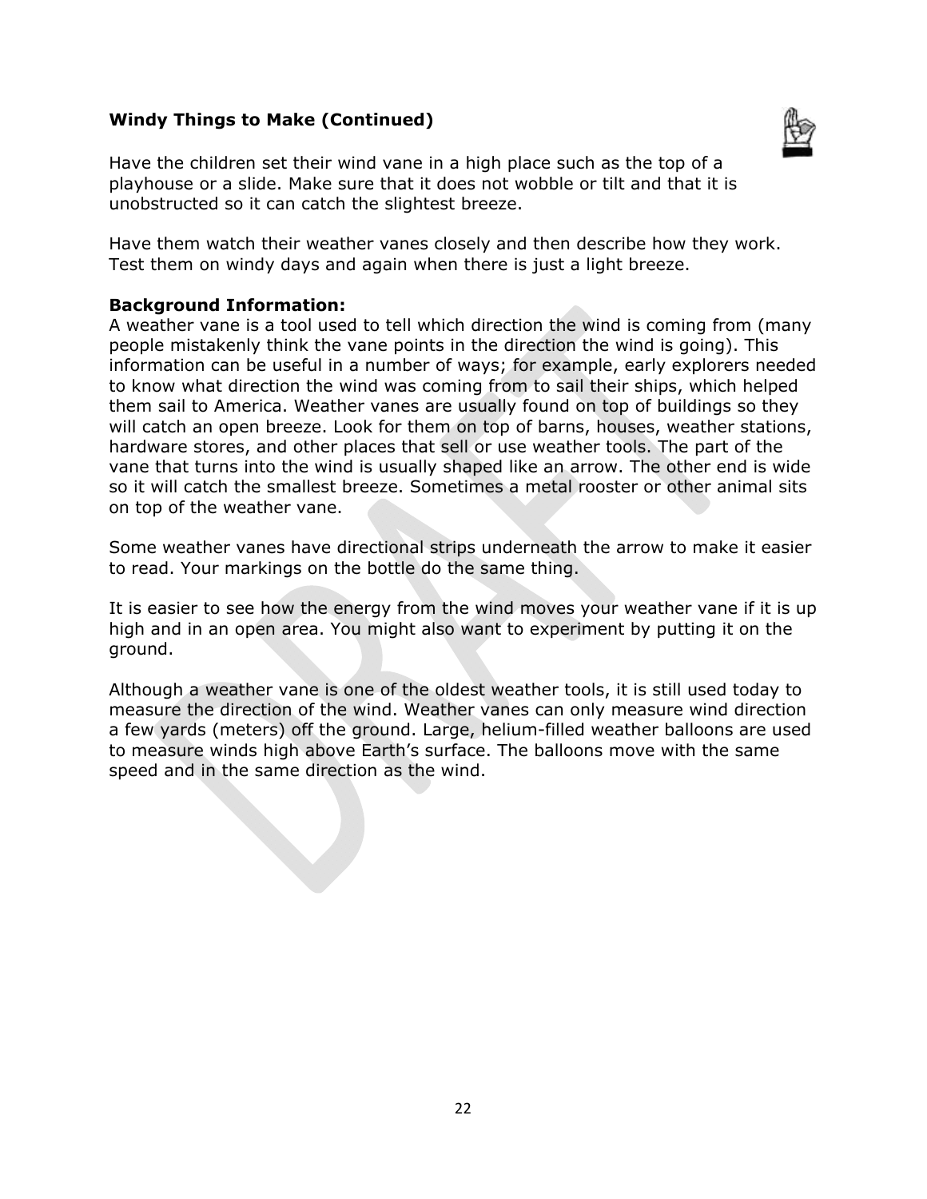### Windy Things to Make (Continued)

Have the children set their wind vane in a high place such as the top of a playhouse or a slide. Make sure that it does not wobble or tilt and that it is unobstructed so it can catch the slightest breeze.

Have them watch their weather vanes closely and then describe how they work. Test them on windy days and again when there is just a light breeze.

**Background Information:**
A weather vane is a tool used to tell which direction the wind is coming from (many people mistakenly think the vane points in the direction the wind is going). This information can be useful in a number of ways; for example, early explorers needed to know what direction the wind was coming from to sail their ships, which helped them sail to America. Weather vanes are usually found on top of buildings so they will catch an open breeze. Look for them on top of barns, houses, weather stations, hardware stores, and other places that sell or use weather tools. The part of the vane that turns into the wind is usually shaped like an arrow. The other end is wide so it will catch the smallest breeze. Sometimes a metal rooster or other animal sits on top of the weather vane.

Some weather vanes have directional strips underneath the arrow to make it easier to read. Your markings on the bottle do the same thing.

It is easier to see how the energy from the wind moves your weather vane if it is up high and in an open area. You might also want to experiment by putting it on the ground.

Although a weather vane is one of the oldest weather tools, it is still used today to measure the direction of the wind. Weather vanes can only measure wind direction a few yards (meters) off the ground. Large, helium-filled weather balloons are used to measure winds high above Earth's surface. The balloons move with the same speed and in the same direction as the wind.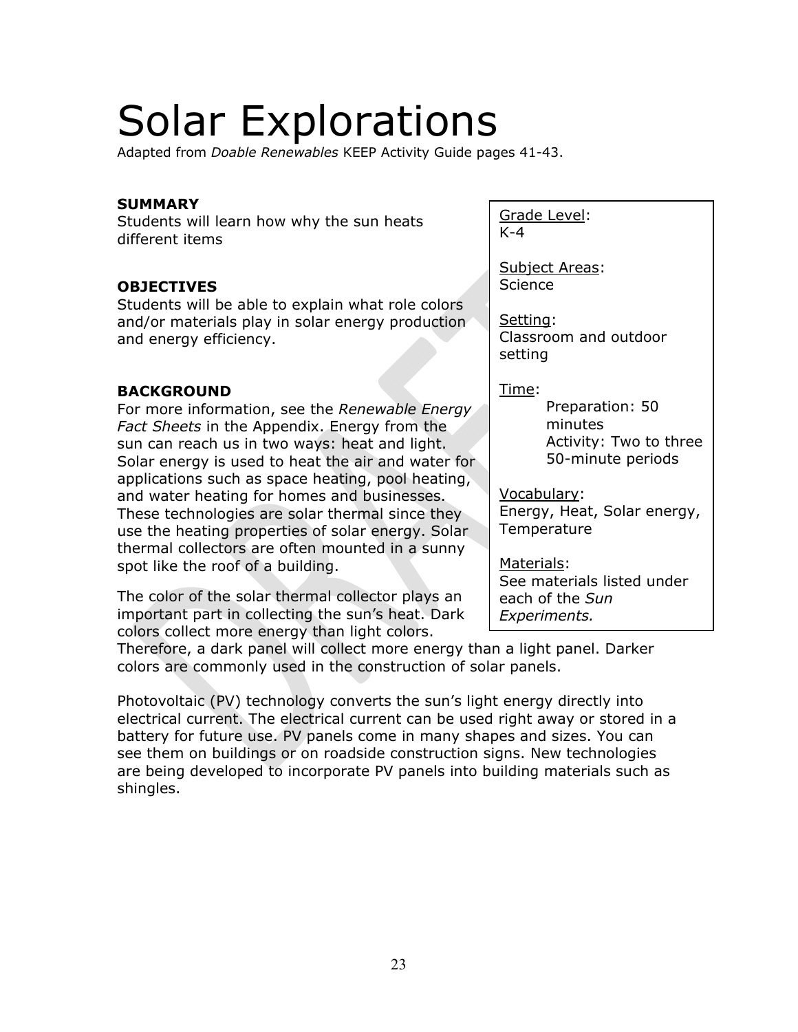# Solar Explorations

Adapted from *Doable Renewables* KEEP Activity Guide pages 41-43.

Grade Level:
K-4

Subject Areas:
Science

Setting:
Classroom and outdoor setting

Time:
Preparation: 50 minutes
Activity: Two to three 50-minute periods

Vocabulary:
Energy, Heat, Solar energy, Temperature

Materials:
See materials listed under each of the *Sun Experiments.*

**SUMMARY**

Students will learn how why the sun heats different items

**OBJECTIVES**

Students will be able to explain what role colors and/or materials play in solar energy production and energy efficiency.

**BACKGROUND**

For more information, see the *Renewable Energy Fact Sheets* in the Appendix. Energy from the sun can reach us in two ways: heat and light. Solar energy is used to heat the air and water for applications such as space heating, pool heating, and water heating for homes and businesses. These technologies are solar thermal since they use the heating properties of solar energy. Solar thermal collectors are often mounted in a sunny spot like the roof of a building.

The color of the solar thermal collector plays an important part in collecting the sun's heat. Dark colors collect more energy than light colors. Therefore, a dark panel will collect more energy than a light panel. Darker colors are commonly used in the construction of solar panels.

Photovoltaic (PV) technology converts the sun's light energy directly into electrical current. The electrical current can be used right away or stored in a battery for future use. PV panels come in many shapes and sizes. You can see them on buildings or on roadside construction signs. New technologies are being developed to incorporate PV panels into building materials such as shingles.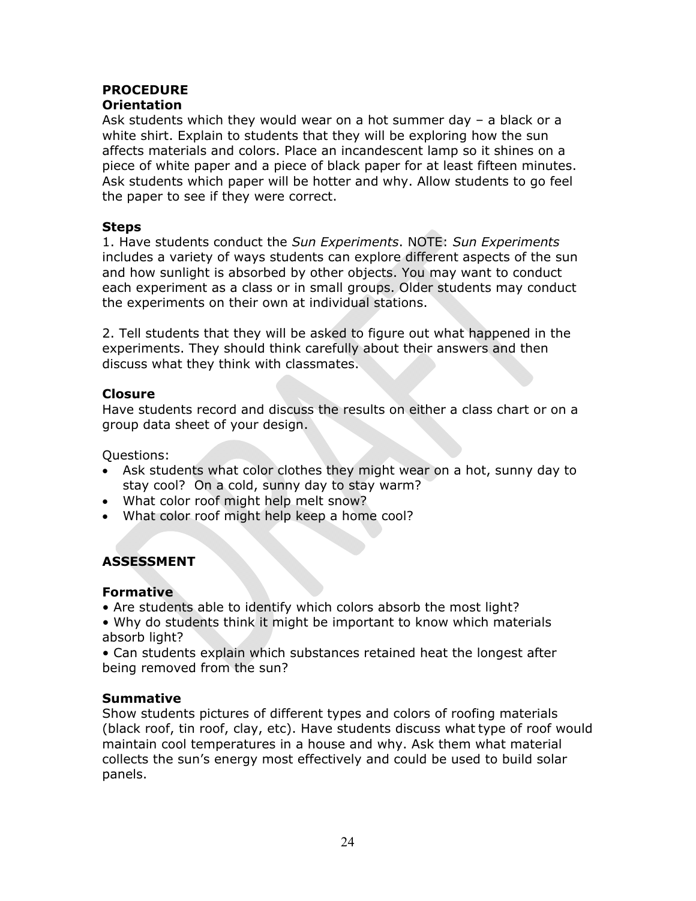## PROCEDURE

### Orientation

Ask students which they would wear on a hot summer day – a black or a white shirt. Explain to students that they will be exploring how the sun affects materials and colors. Place an incandescent lamp so it shines on a piece of white paper and a piece of black paper for at least fifteen minutes. Ask students which paper will be hotter and why. Allow students to go feel the paper to see if they were correct.

### Steps

1. Have students conduct the *Sun Experiments*. NOTE: *Sun Experiments* includes a variety of ways students can explore different aspects of the sun and how sunlight is absorbed by other objects. You may want to conduct each experiment as a class or in small groups. Older students may conduct the experiments on their own at individual stations.

2. Tell students that they will be asked to figure out what happened in the experiments. They should think carefully about their answers and then discuss what they think with classmates.

### Closure

Have students record and discuss the results on either a class chart or on a group data sheet of your design.

Questions:

- Ask students what color clothes they might wear on a hot, sunny day to stay cool? On a cold, sunny day to stay warm?
- What color roof might help melt snow?
- What color roof might help keep a home cool?

## ASSESSMENT

### Formative

- Are students able to identify which colors absorb the most light?
- Why do students think it might be important to know which materials absorb light?
- Can students explain which substances retained heat the longest after being removed from the sun?

### Summative

Show students pictures of different types and colors of roofing materials (black roof, tin roof, clay, etc). Have students discuss what type of roof would maintain cool temperatures in a house and why. Ask them what material collects the sun's energy most effectively and could be used to build solar panels.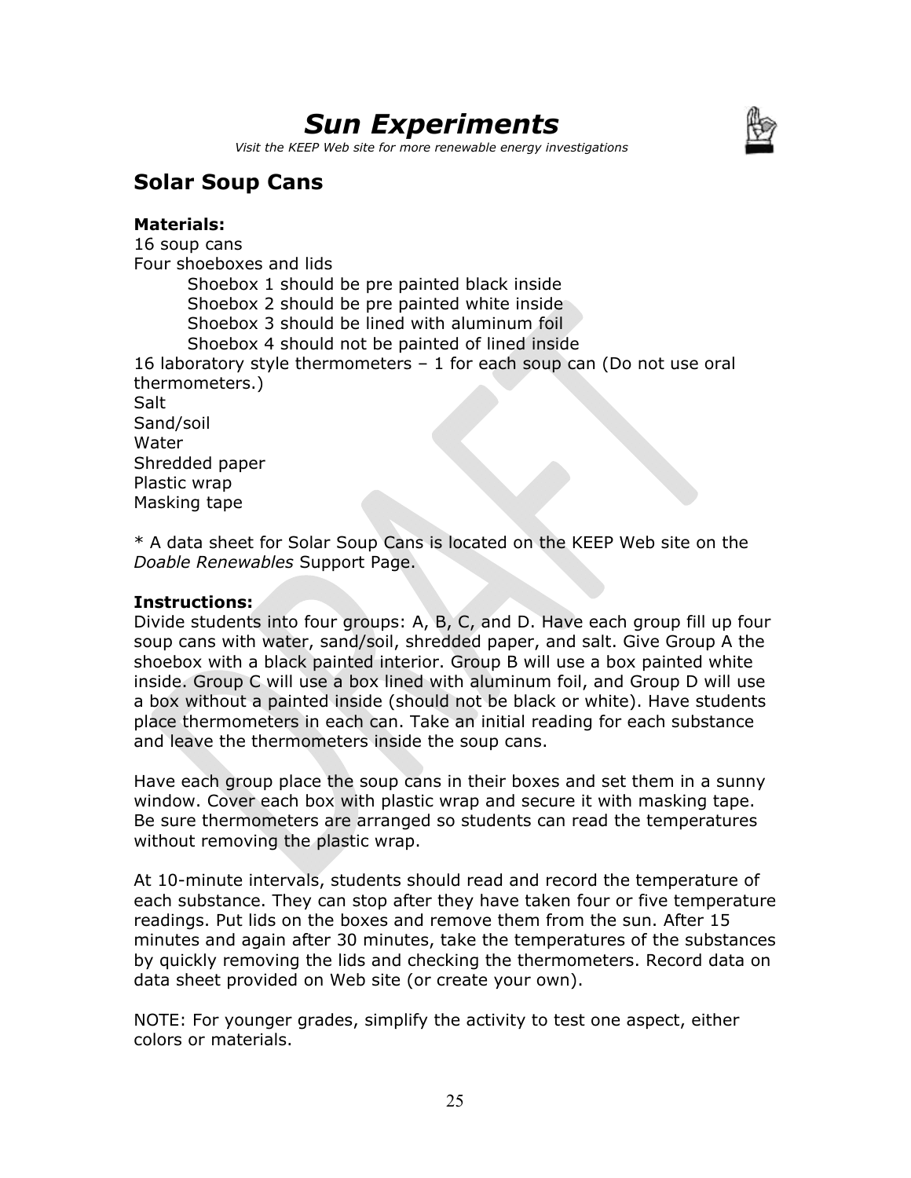# *Sun Experiments*

*Visit the KEEP Web site for more renewable energy investigations*

## Solar Soup Cans

**Materials:**

16 soup cans

Four shoeboxes and lids

- Shoebox 1 should be pre painted black inside
- Shoebox 2 should be pre painted white inside
- Shoebox 3 should be lined with aluminum foil
- Shoebox 4 should not be painted of lined inside

16 laboratory style thermometers – 1 for each soup can (Do not use oral thermometers.)

Salt

Sand/soil

Water

Shredded paper

Plastic wrap

Masking tape

* A data sheet for Solar Soup Cans is located on the KEEP Web site on the *Doable Renewables* Support Page.

**Instructions:**

Divide students into four groups: A, B, C, and D. Have each group fill up four soup cans with water, sand/soil, shredded paper, and salt. Give Group A the shoebox with a black painted interior. Group B will use a box painted white inside. Group C will use a box lined with aluminum foil, and Group D will use a box without a painted inside (should not be black or white). Have students place thermometers in each can. Take an initial reading for each substance and leave the thermometers inside the soup cans.

Have each group place the soup cans in their boxes and set them in a sunny window. Cover each box with plastic wrap and secure it with masking tape. Be sure thermometers are arranged so students can read the temperatures without removing the plastic wrap.

At 10-minute intervals, students should read and record the temperature of each substance. They can stop after they have taken four or five temperature readings. Put lids on the boxes and remove them from the sun. After 15 minutes and again after 30 minutes, take the temperatures of the substances by quickly removing the lids and checking the thermometers. Record data on data sheet provided on Web site (or create your own).

NOTE: For younger grades, simplify the activity to test one aspect, either colors or materials.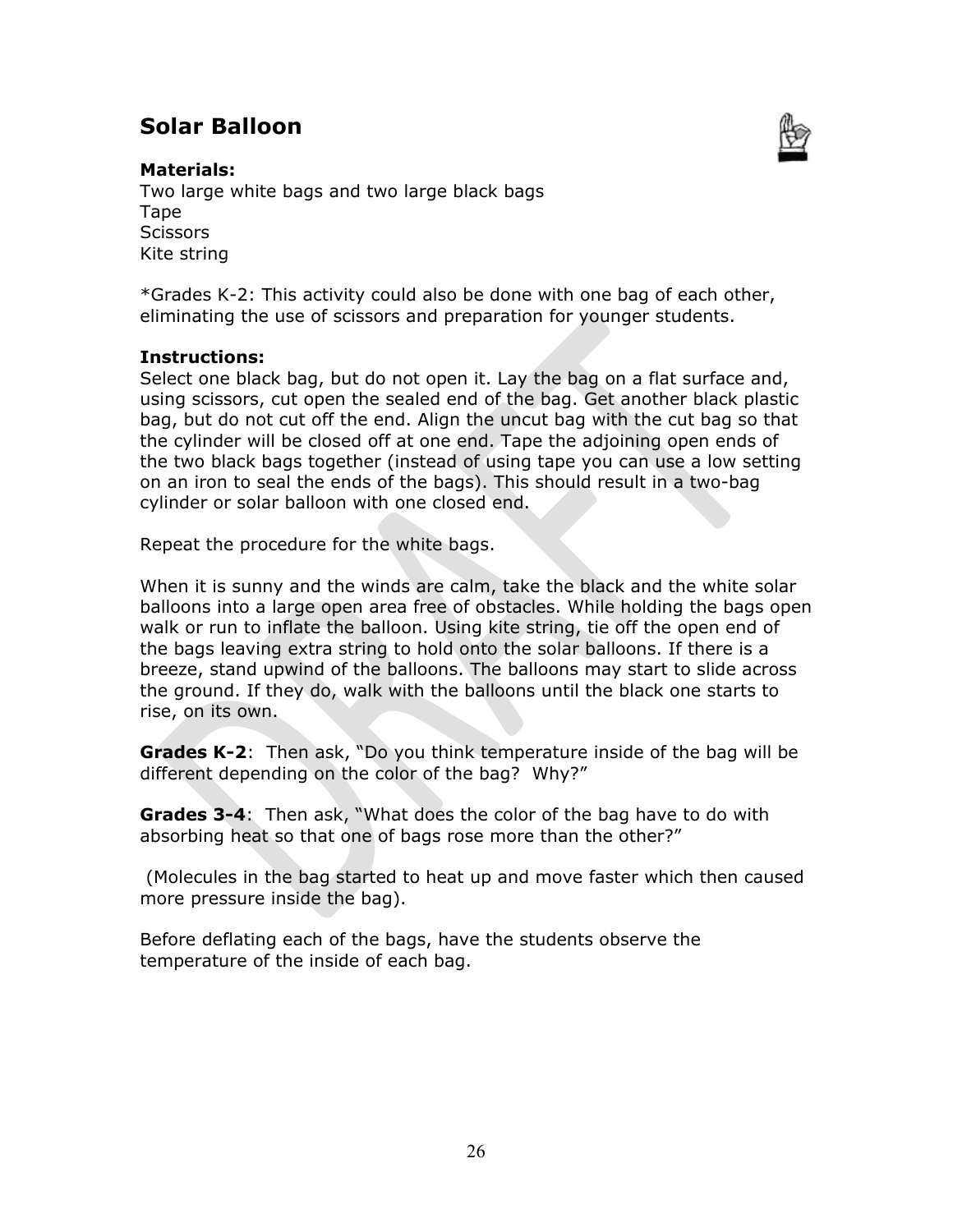## Solar Balloon

**Materials:**
Two large white bags and two large black bags
Tape
Scissors
Kite string

*Grades K-2: This activity could also be done with one bag of each other, eliminating the use of scissors and preparation for younger students.

**Instructions:**
Select one black bag, but do not open it. Lay the bag on a flat surface and, using scissors, cut open the sealed end of the bag. Get another black plastic bag, but do not cut off the end. Align the uncut bag with the cut bag so that the cylinder will be closed off at one end. Tape the adjoining open ends of the two black bags together (instead of using tape you can use a low setting on an iron to seal the ends of the bags). This should result in a two-bag cylinder or solar balloon with one closed end.

Repeat the procedure for the white bags.

When it is sunny and the winds are calm, take the black and the white solar balloons into a large open area free of obstacles. While holding the bags open walk or run to inflate the balloon. Using kite string, tie off the open end of the bags leaving extra string to hold onto the solar balloons. If there is a breeze, stand upwind of the balloons. The balloons may start to slide across the ground. If they do, walk with the balloons until the black one starts to rise, on its own.

**Grades K-2**: Then ask, "Do you think temperature inside of the bag will be different depending on the color of the bag? Why?"

**Grades 3-4**: Then ask, "What does the color of the bag have to do with absorbing heat so that one of bags rose more than the other?"

(Molecules in the bag started to heat up and move faster which then caused more pressure inside the bag).

Before deflating each of the bags, have the students observe the temperature of the inside of each bag.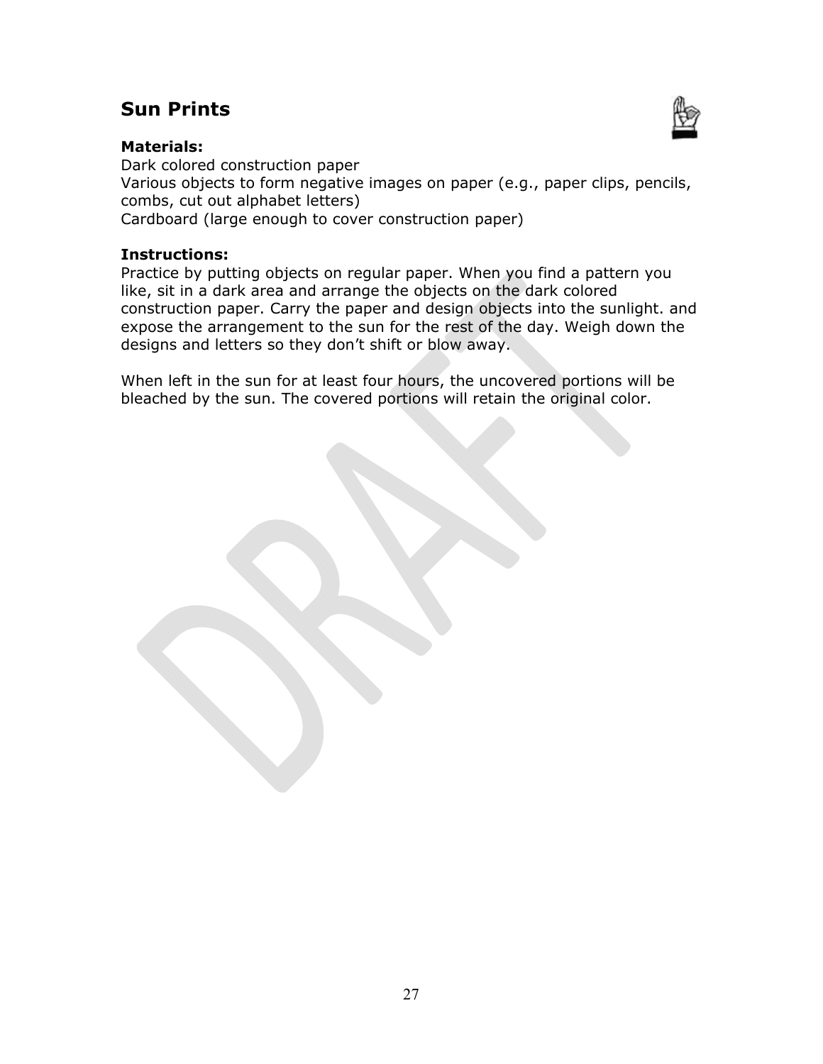## Sun Prints

**Materials:**

Dark colored construction paper
Various objects to form negative images on paper (e.g., paper clips, pencils, combs, cut out alphabet letters)
Cardboard (large enough to cover construction paper)

**Instructions:**

Practice by putting objects on regular paper. When you find a pattern you like, sit in a dark area and arrange the objects on the dark colored construction paper. Carry the paper and design objects into the sunlight. and expose the arrangement to the sun for the rest of the day. Weigh down the designs and letters so they don't shift or blow away.

When left in the sun for at least four hours, the uncovered portions will be bleached by the sun. The covered portions will retain the original color.